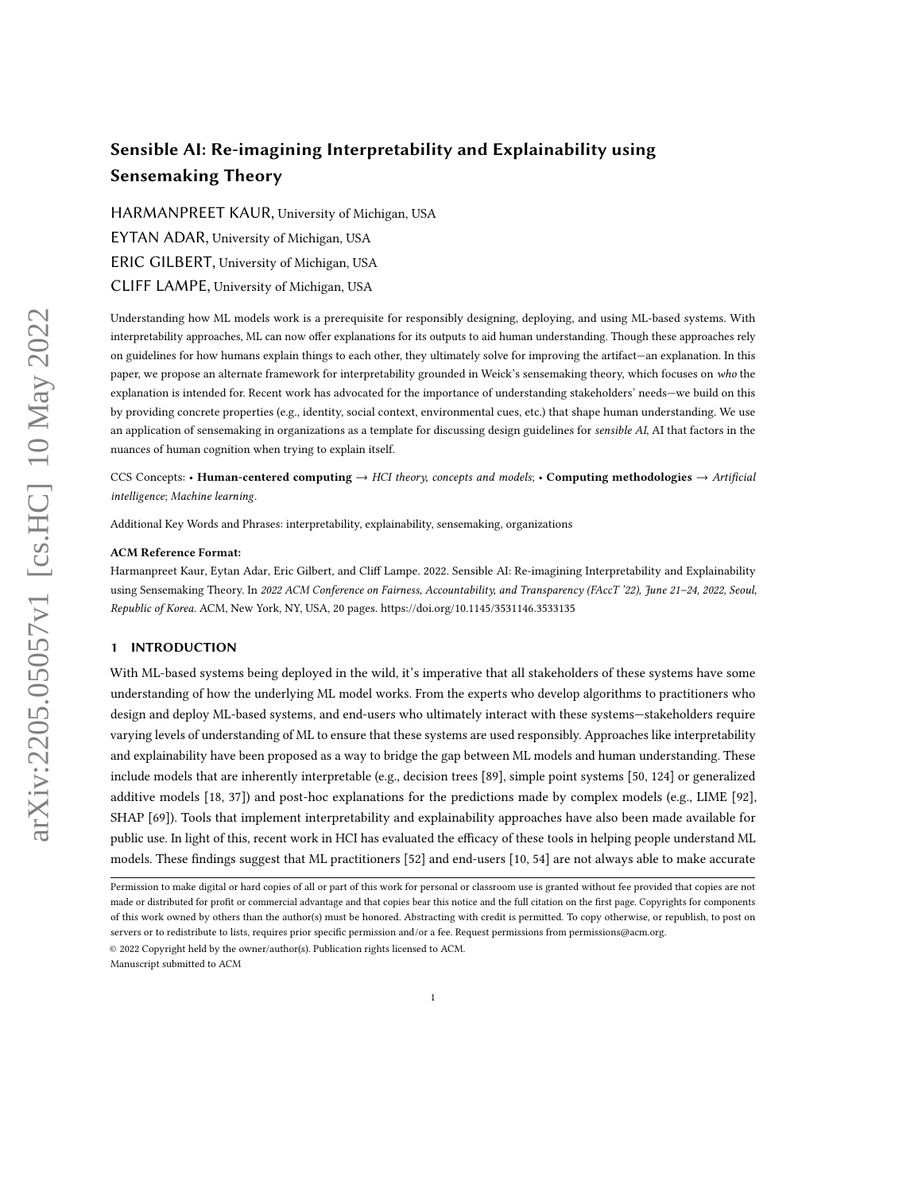# Sensible AI: Re-imagining Interpretability and Explainability using Sensemaking Theory

HARMANPREET KAUR, University of Michigan, USA

EYTAN ADAR, University of Michigan, USA

ERIC GILBERT, University of Michigan, USA

CLIFF LAMPE, University of Michigan, USA

Understanding how ML models work is a prerequisite for responsibly designing, deploying, and using ML-based systems. With interpretability approaches, ML can now offer explanations for its outputs to aid human understanding. Though these approaches rely on guidelines for how humans explain things to each other, they ultimately solve for improving the artifact—an explanation. In this paper, we propose an alternate framework for interpretability grounded in Weick's sensemaking theory, which focuses on *who* the explanation is intended for. Recent work has advocated for the importance of understanding stakeholders' needs—we build on this by providing concrete properties (e.g., identity, social context, environmental cues, etc.) that shape human understanding. We use an application of sensemaking in organizations as a template for discussing design guidelines for *sensible AI*, AI that factors in the nuances of human cognition when trying to explain itself.

CCS Concepts: • **Human-centered computing** → *HCI theory, concepts and models*; • **Computing methodologies** → *Artificial intelligence*; *Machine learning*.

Additional Key Words and Phrases: interpretability, explainability, sensemaking, organizations

**ACM Reference Format:**

Harmanpreet Kaur, Eytan Adar, Eric Gilbert, and Cliff Lampe. 2022. Sensible AI: Re-imagining Interpretability and Explainability using Sensemaking Theory. In *2022 ACM Conference on Fairness, Accountability, and Transparency (FAccT '22), June 21–24, 2022, Seoul, Republic of Korea.* ACM, New York, NY, USA, 20 pages. https://doi.org/10.1145/3531146.3533135

## 1 INTRODUCTION

With ML-based systems being deployed in the wild, it's imperative that all stakeholders of these systems have some understanding of how the underlying ML model works. From the experts who develop algorithms to practitioners who design and deploy ML-based systems, and end-users who ultimately interact with these systems—stakeholders require varying levels of understanding of ML to ensure that these systems are used responsibly. Approaches like interpretability and explainability have been proposed as a way to bridge the gap between ML models and human understanding. These include models that are inherently interpretable (e.g., decision trees [89], simple point systems [50, 124] or generalized additive models [18, 37]) and post-hoc explanations for the predictions made by complex models (e.g., LIME [92], SHAP [69]). Tools that implement interpretability and explainability approaches have also been made available for public use. In light of this, recent work in HCI has evaluated the efficacy of these tools in helping people understand ML models. These findings suggest that ML practitioners [52] and end-users [10, 54] are not always able to make accurate

Permission to make digital or hard copies of all or part of this work for personal or classroom use is granted without fee provided that copies are not made or distributed for profit or commercial advantage and that copies bear this notice and the full citation on the first page. Copyrights for components of this work owned by others than the author(s) must be honored. Abstracting with credit is permitted. To copy otherwise, or republish, to post on servers or to redistribute to lists, requires prior specific permission and/or a fee. Request permissions from permissions@acm.org.

© 2022 Copyright held by the owner/author(s). Publication rights licensed to ACM.

Manuscript submitted to ACM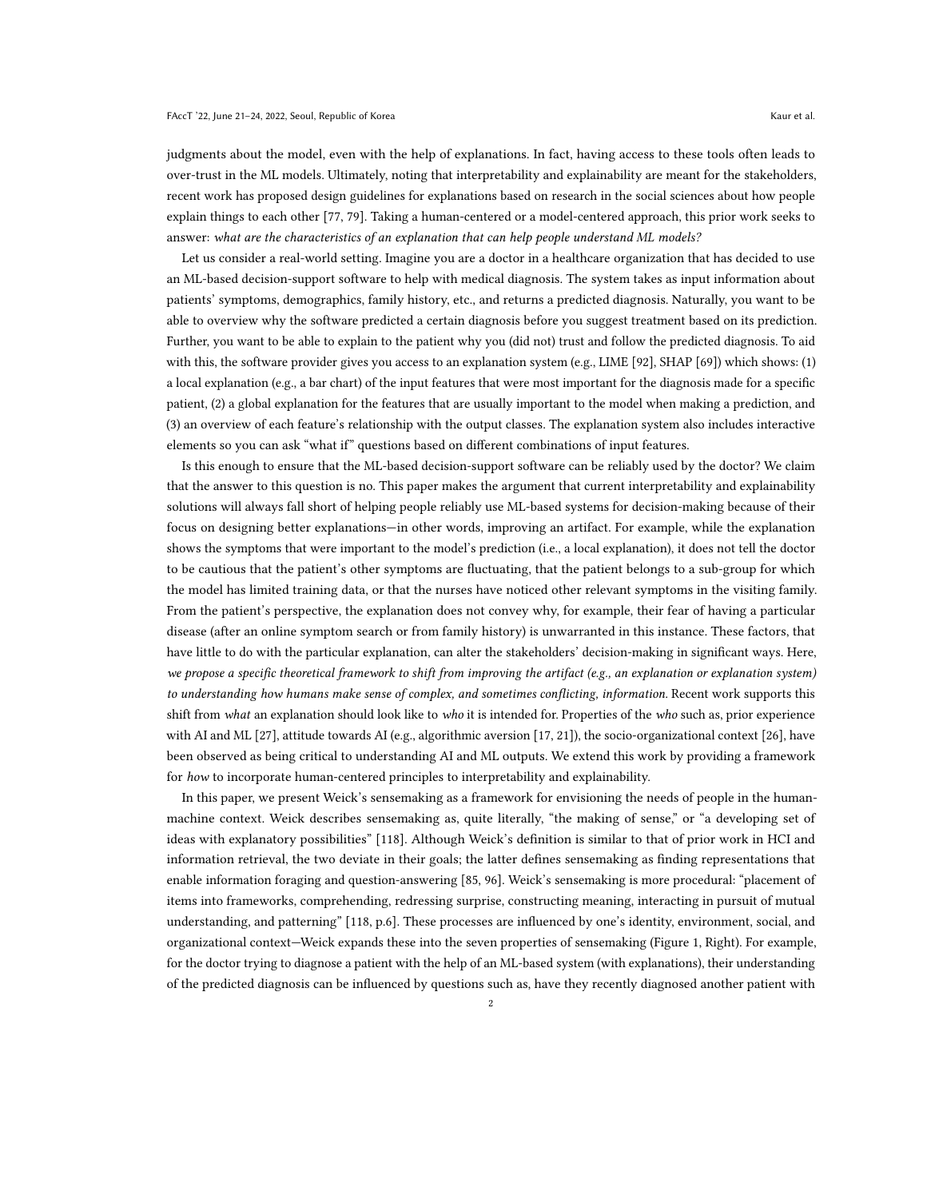judgments about the model, even with the help of explanations. In fact, having access to these tools often leads to over-trust in the ML models. Ultimately, noting that interpretability and explainability are meant for the stakeholders, recent work has proposed design guidelines for explanations based on research in the social sciences about how people explain things to each other [77, 79]. Taking a human-centered or a model-centered approach, this prior work seeks to answer: *what are the characteristics of an explanation that can help people understand ML models?*

Let us consider a real-world setting. Imagine you are a doctor in a healthcare organization that has decided to use an ML-based decision-support software to help with medical diagnosis. The system takes as input information about patients' symptoms, demographics, family history, etc., and returns a predicted diagnosis. Naturally, you want to be able to overview why the software predicted a certain diagnosis before you suggest treatment based on its prediction. Further, you want to be able to explain to the patient why you (did not) trust and follow the predicted diagnosis. To aid with this, the software provider gives you access to an explanation system (e.g., LIME [92], SHAP [69]) which shows: (1) a local explanation (e.g., a bar chart) of the input features that were most important for the diagnosis made for a specific patient, (2) a global explanation for the features that are usually important to the model when making a prediction, and (3) an overview of each feature's relationship with the output classes. The explanation system also includes interactive elements so you can ask "what if" questions based on different combinations of input features.

Is this enough to ensure that the ML-based decision-support software can be reliably used by the doctor? We claim that the answer to this question is no. This paper makes the argument that current interpretability and explainability solutions will always fall short of helping people reliably use ML-based systems for decision-making because of their focus on designing better explanations—in other words, improving an artifact. For example, while the explanation shows the symptoms that were important to the model's prediction (i.e., a local explanation), it does not tell the doctor to be cautious that the patient's other symptoms are fluctuating, that the patient belongs to a sub-group for which the model has limited training data, or that the nurses have noticed other relevant symptoms in the visiting family. From the patient's perspective, the explanation does not convey why, for example, their fear of having a particular disease (after an online symptom search or from family history) is unwarranted in this instance. These factors, that have little to do with the particular explanation, can alter the stakeholders' decision-making in significant ways. Here, *we propose a specific theoretical framework to shift from improving the artifact (e.g., an explanation or explanation system) to understanding how humans make sense of complex, and sometimes conflicting, information.* Recent work supports this shift from *what* an explanation should look like to *who* it is intended for. Properties of the *who* such as, prior experience with AI and ML [27], attitude towards AI (e.g., algorithmic aversion [17, 21]), the socio-organizational context [26], have been observed as being critical to understanding AI and ML outputs. We extend this work by providing a framework for *how* to incorporate human-centered principles to interpretability and explainability.

In this paper, we present Weick's sensemaking as a framework for envisioning the needs of people in the human-machine context. Weick describes sensemaking as, quite literally, "the making of sense," or "a developing set of ideas with explanatory possibilities" [118]. Although Weick's definition is similar to that of prior work in HCI and information retrieval, the two deviate in their goals; the latter defines sensemaking as finding representations that enable information foraging and question-answering [85, 96]. Weick's sensemaking is more procedural: "placement of items into frameworks, comprehending, redressing surprise, constructing meaning, interacting in pursuit of mutual understanding, and patterning" [118, p.6]. These processes are influenced by one's identity, environment, social, and organizational context—Weick expands these into the seven properties of sensemaking (Figure 1, Right). For example, for the doctor trying to diagnose a patient with the help of an ML-based system (with explanations), their understanding of the predicted diagnosis can be influenced by questions such as, have they recently diagnosed another patient with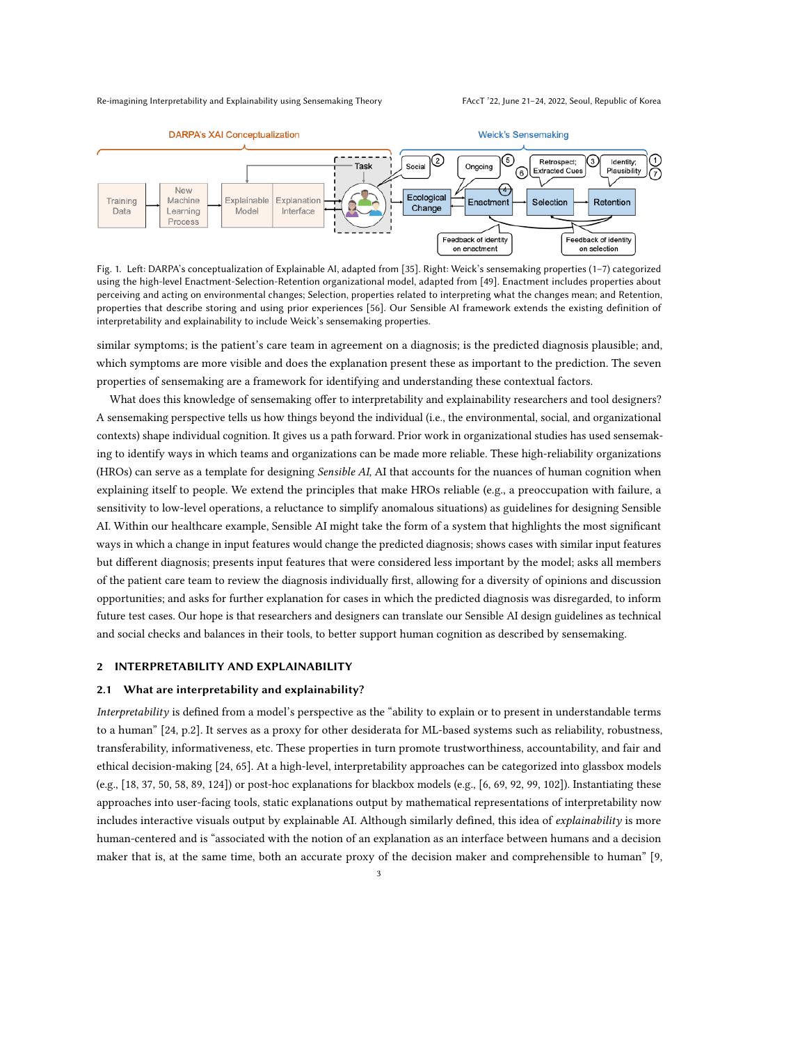Fig. 1. Left: DARPA's conceptualization of Explainable AI, adapted from [35]. Right: Weick's sensemaking properties (1–7) categorized using the high-level Enactment-Selection-Retention organizational model, adapted from [49]. Enactment includes properties about perceiving and acting on environmental changes; Selection, properties related to interpreting what the changes mean; and Retention, properties that describe storing and using prior experiences [56]. Our Sensible AI framework extends the existing definition of interpretability and explainability to include Weick's sensemaking properties.

similar symptoms; is the patient's care team in agreement on a diagnosis; is the predicted diagnosis plausible; and, which symptoms are more visible and does the explanation present these as important to the prediction. The seven properties of sensemaking are a framework for identifying and understanding these contextual factors.

What does this knowledge of sensemaking offer to interpretability and explainability researchers and tool designers? A sensemaking perspective tells us how things beyond the individual (i.e., the environmental, social, and organizational contexts) shape individual cognition. It gives us a path forward. Prior work in organizational studies has used sensemaking to identify ways in which teams and organizations can be made more reliable. These high-reliability organizations (HROs) can serve as a template for designing *Sensible AI*, AI that accounts for the nuances of human cognition when explaining itself to people. We extend the principles that make HROs reliable (e.g., a preoccupation with failure, a sensitivity to low-level operations, a reluctance to simplify anomalous situations) as guidelines for designing Sensible AI. Within our healthcare example, Sensible AI might take the form of a system that highlights the most significant ways in which a change in input features would change the predicted diagnosis; shows cases with similar input features but different diagnosis; presents input features that were considered less important by the model; asks all members of the patient care team to review the diagnosis individually first, allowing for a diversity of opinions and discussion opportunities; and asks for further explanation for cases in which the predicted diagnosis was disregarded, to inform future test cases. Our hope is that researchers and designers can translate our Sensible AI design guidelines as technical and social checks and balances in their tools, to better support human cognition as described by sensemaking.

## 2 INTERPRETABILITY AND EXPLAINABILITY

### 2.1 What are interpretability and explainability?

*Interpretability* is defined from a model's perspective as the "ability to explain or to present in understandable terms to a human" [24, p.2]. It serves as a proxy for other desiderata for ML-based systems such as reliability, robustness, transferability, informativeness, etc. These properties in turn promote trustworthiness, accountability, and fair and ethical decision-making [24, 65]. At a high-level, interpretability approaches can be categorized into glassbox models (e.g., [18, 37, 50, 58, 89, 124]) or post-hoc explanations for blackbox models (e.g., [6, 69, 92, 99, 102]). Instantiating these approaches into user-facing tools, static explanations output by mathematical representations of interpretability now includes interactive visuals output by explainable AI. Although similarly defined, this idea of *explainability* is more human-centered and is "associated with the notion of an explanation as an interface between humans and a decision maker that is, at the same time, both an accurate proxy of the decision maker and comprehensible to human" [9,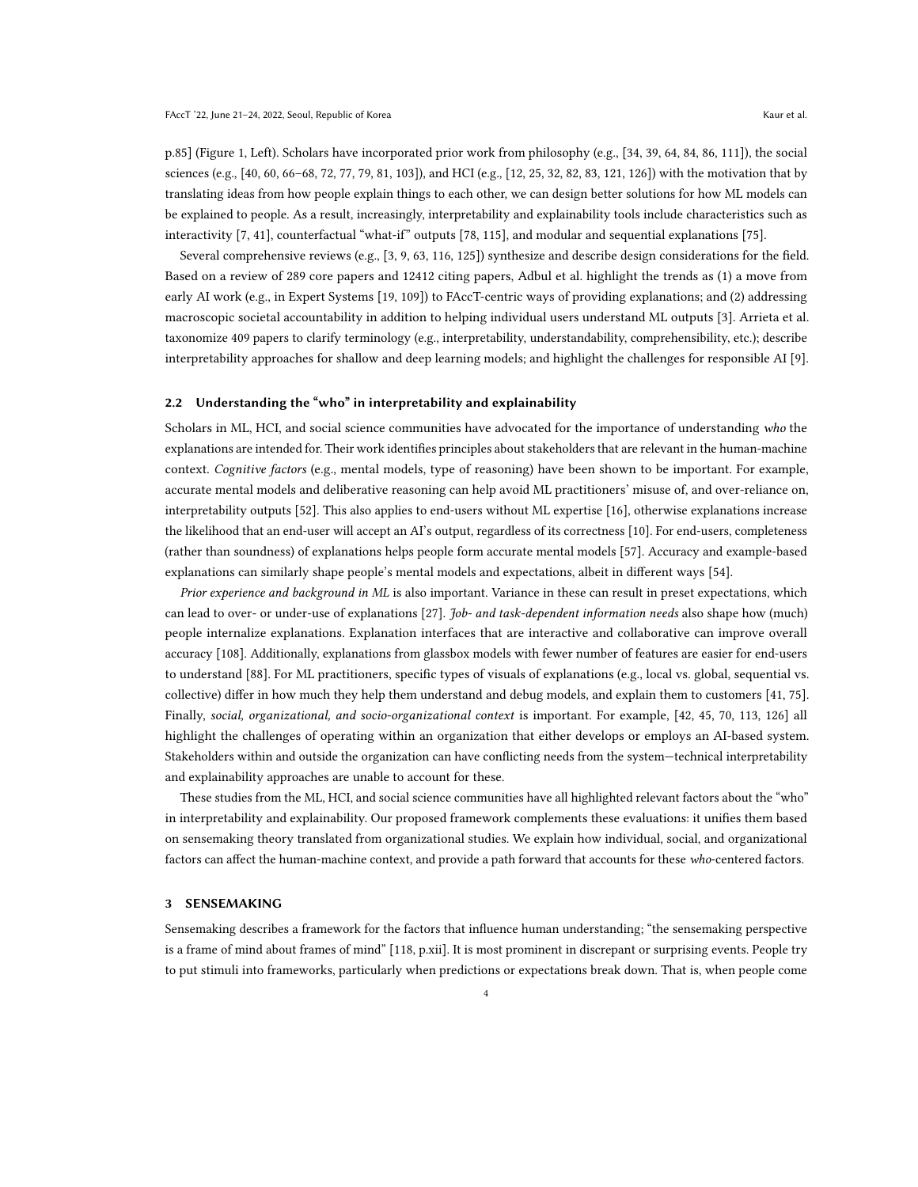p.85] (Figure 1, Left). Scholars have incorporated prior work from philosophy (e.g., [34, 39, 64, 84, 86, 111]), the social sciences (e.g., [40, 60, 66–68, 72, 77, 79, 81, 103]), and HCI (e.g., [12, 25, 32, 82, 83, 121, 126]) with the motivation that by translating ideas from how people explain things to each other, we can design better solutions for how ML models can be explained to people. As a result, increasingly, interpretability and explainability tools include characteristics such as interactivity [7, 41], counterfactual "what-if" outputs [78, 115], and modular and sequential explanations [75].

Several comprehensive reviews (e.g., [3, 9, 63, 116, 125]) synthesize and describe design considerations for the field. Based on a review of 289 core papers and 12412 citing papers, Adbul et al. highlight the trends as (1) a move from early AI work (e.g., in Expert Systems [19, 109]) to FAccT-centric ways of providing explanations; and (2) addressing macroscopic societal accountability in addition to helping individual users understand ML outputs [3]. Arrieta et al. taxonomize 409 papers to clarify terminology (e.g., interpretability, understandability, comprehensibility, etc.); describe interpretability approaches for shallow and deep learning models; and highlight the challenges for responsible AI [9].

### 2.2 Understanding the "who" in interpretability and explainability

Scholars in ML, HCI, and social science communities have advocated for the importance of understanding *who* the explanations are intended for. Their work identifies principles about stakeholders that are relevant in the human-machine context. *Cognitive factors* (e.g., mental models, type of reasoning) have been shown to be important. For example, accurate mental models and deliberative reasoning can help avoid ML practitioners' misuse of, and over-reliance on, interpretability outputs [52]. This also applies to end-users without ML expertise [16], otherwise explanations increase the likelihood that an end-user will accept an AI's output, regardless of its correctness [10]. For end-users, completeness (rather than soundness) of explanations helps people form accurate mental models [57]. Accuracy and example-based explanations can similarly shape people's mental models and expectations, albeit in different ways [54].

*Prior experience and background in ML* is also important. Variance in these can result in preset expectations, which can lead to over- or under-use of explanations [27]. *Job- and task-dependent information needs* also shape how (much) people internalize explanations. Explanation interfaces that are interactive and collaborative can improve overall accuracy [108]. Additionally, explanations from glassbox models with fewer number of features are easier for end-users to understand [88]. For ML practitioners, specific types of visuals of explanations (e.g., local vs. global, sequential vs. collective) differ in how much they help them understand and debug models, and explain them to customers [41, 75]. Finally, *social, organizational, and socio-organizational context* is important. For example, [42, 45, 70, 113, 126] all highlight the challenges of operating within an organization that either develops or employs an AI-based system. Stakeholders within and outside the organization can have conflicting needs from the system—technical interpretability and explainability approaches are unable to account for these.

These studies from the ML, HCI, and social science communities have all highlighted relevant factors about the "who" in interpretability and explainability. Our proposed framework complements these evaluations: it unifies them based on sensemaking theory translated from organizational studies. We explain how individual, social, and organizational factors can affect the human-machine context, and provide a path forward that accounts for these *who*-centered factors.

## 3 SENSEMAKING

Sensemaking describes a framework for the factors that influence human understanding; "the sensemaking perspective is a frame of mind about frames of mind" [118, p.xii]. It is most prominent in discrepant or surprising events. People try to put stimuli into frameworks, particularly when predictions or expectations break down. That is, when people come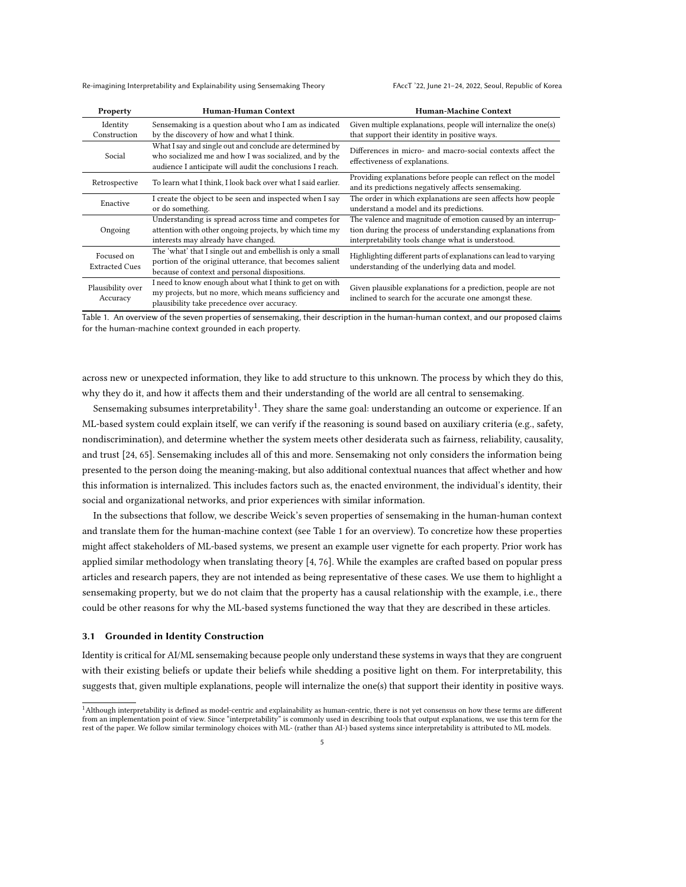| Property | Human-Human Context | Human-Machine Context |
|---|---|---|
| Identity Construction | Sensemaking is a question about who I am as indicated by the discovery of how and what I think. | Given multiple explanations, people will internalize the one(s) that support their identity in positive ways. |
| Social | What I say and single out and conclude are determined by who socialized me and how I was socialized, and by the audience I anticipate will audit the conclusions I reach. | Differences in micro- and macro-social contexts affect the effectiveness of explanations. |
| Retrospective | To learn what I think, I look back over what I said earlier. | Providing explanations before people can reflect on the model and its predictions negatively affects sensemaking. |
| Enactive | I create the object to be seen and inspected when I say or do something. | The order in which explanations are seen affects how people understand a model and its predictions. |
| Ongoing | Understanding is spread across time and competes for attention with other ongoing projects, by which time my interests may already have changed. | The valence and magnitude of emotion caused by an interruption during the process of understanding explanations from interpretability tools change what is understood. |
| Focused on Extracted Cues | The 'what' that I single out and embellish is only a small portion of the original utterance, that becomes salient because of context and personal dispositions. | Highlighting different parts of explanations can lead to varying understanding of the underlying data and model. |
| Plausibility over Accuracy | I need to know enough about what I think to get on with my projects, but no more, which means sufficiency and plausibility take precedence over accuracy. | Given plausible explanations for a prediction, people are not inclined to search for the accurate one amongst these. |

Table 1. An overview of the seven properties of sensemaking, their description in the human-human context, and our proposed claims for the human-machine context grounded in each property.

across new or unexpected information, they like to add structure to this unknown. The process by which they do this, why they do it, and how it affects them and their understanding of the world are all central to sensemaking.

Sensemaking subsumes interpretability[1]. They share the same goal: understanding an outcome or experience. If an ML-based system could explain itself, we can verify if the reasoning is sound based on auxiliary criteria (e.g., safety, nondiscrimination), and determine whether the system meets other desiderata such as fairness, reliability, causality, and trust [24, 65]. Sensemaking includes all of this and more. Sensemaking not only considers the information being presented to the person doing the meaning-making, but also additional contextual nuances that affect whether and how this information is internalized. This includes factors such as, the enacted environment, the individual's identity, their social and organizational networks, and prior experiences with similar information.

In the subsections that follow, we describe Weick's seven properties of sensemaking in the human-human context and translate them for the human-machine context (see Table 1 for an overview). To concretize how these properties might affect stakeholders of ML-based systems, we present an example user vignette for each property. Prior work has applied similar methodology when translating theory [4, 76]. While the examples are crafted based on popular press articles and research papers, they are not intended as being representative of these cases. We use them to highlight a sensemaking property, but we do not claim that the property has a causal relationship with the example, i.e., there could be other reasons for why the ML-based systems functioned the way that they are described in these articles.

### 3.1 Grounded in Identity Construction

Identity is critical for AI/ML sensemaking because people only understand these systems in ways that they are congruent with their existing beliefs or update their beliefs while shedding a positive light on them. For interpretability, this suggests that, given multiple explanations, people will internalize the one(s) that support their identity in positive ways.

[1] Although interpretability is defined as model-centric and explainability as human-centric, there is not yet consensus on how these terms are different from an implementation point of view. Since "interpretability" is commonly used in describing tools that output explanations, we use this term for the rest of the paper. We follow similar terminology choices with ML- (rather than AI-) based systems since interpretability is attributed to ML models.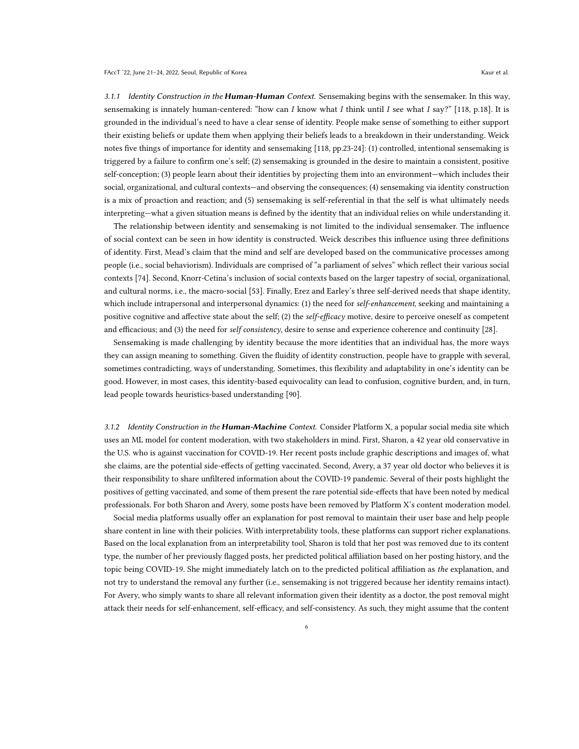#### 3.1.1 Identity Construction in the **Human-Human** Context.

Sensemaking begins with the sensemaker. In this way, sensemaking is innately human-centered: "how can *I* know what *I* think until *I* see what *I* say?" [118, p.18]. It is grounded in the individual's need to have a clear sense of identity. People make sense of something to either support their existing beliefs or update them when applying their beliefs leads to a breakdown in their understanding. Weick notes five things of importance for identity and sensemaking [118, pp.23-24]: (1) controlled, intentional sensemaking is triggered by a failure to confirm one's self; (2) sensemaking is grounded in the desire to maintain a consistent, positive self-conception; (3) people learn about their identities by projecting them into an environment—which includes their social, organizational, and cultural contexts—and observing the consequences; (4) sensemaking via identity construction is a mix of proaction and reaction; and (5) sensemaking is self-referential in that the self is what ultimately needs interpreting—what a given situation means is defined by the identity that an individual relies on while understanding it.

The relationship between identity and sensemaking is not limited to the individual sensemaker. The influence of social context can be seen in how identity is constructed. Weick describes this influence using three definitions of identity. First, Mead's claim that the mind and self are developed based on the communicative processes among people (i.e., social behaviorism). Individuals are comprised of "a parliament of selves" which reflect their various social contexts [74]. Second, Knorr-Cetina's inclusion of social contexts based on the larger tapestry of social, organizational, and cultural norms, i.e., the macro-social [53]. Finally, Erez and Earley's three self-derived needs that shape identity, which include intrapersonal and interpersonal dynamics: (1) the need for *self-enhancement*, seeking and maintaining a positive cognitive and affective state about the self; (2) the *self-efficacy* motive, desire to perceive oneself as competent and efficacious; and (3) the need for *self consistency*, desire to sense and experience coherence and continuity [28].

Sensemaking is made challenging by identity because the more identities that an individual has, the more ways they can assign meaning to something. Given the fluidity of identity construction, people have to grapple with several, sometimes contradicting, ways of understanding. Sometimes, this flexibility and adaptability in one's identity can be good. However, in most cases, this identity-based equivocality can lead to confusion, cognitive burden, and, in turn, lead people towards heuristics-based understanding [90].

#### 3.1.2 Identity Construction in the **Human-Machine** Context.

Consider Platform X, a popular social media site which uses an ML model for content moderation, with two stakeholders in mind. First, Sharon, a 42 year old conservative in the U.S. who is against vaccination for COVID-19. Her recent posts include graphic descriptions and images of, what she claims, are the potential side-effects of getting vaccinated. Second, Avery, a 37 year old doctor who believes it is their responsibility to share unfiltered information about the COVID-19 pandemic. Several of their posts highlight the positives of getting vaccinated, and some of them present the rare potential side-effects that have been noted by medical professionals. For both Sharon and Avery, some posts have been removed by Platform X's content moderation model.

Social media platforms usually offer an explanation for post removal to maintain their user base and help people share content in line with their policies. With interpretability tools, these platforms can support richer explanations. Based on the local explanation from an interpretability tool, Sharon is told that her post was removed due to its content type, the number of her previously flagged posts, her predicted political affiliation based on her posting history, and the topic being COVID-19. She might immediately latch on to the predicted political affiliation as *the* explanation, and not try to understand the removal any further (i.e., sensemaking is not triggered because her identity remains intact). For Avery, who simply wants to share all relevant information given their identity as a doctor, the post removal might attack their needs for self-enhancement, self-efficacy, and self-consistency. As such, they might assume that the content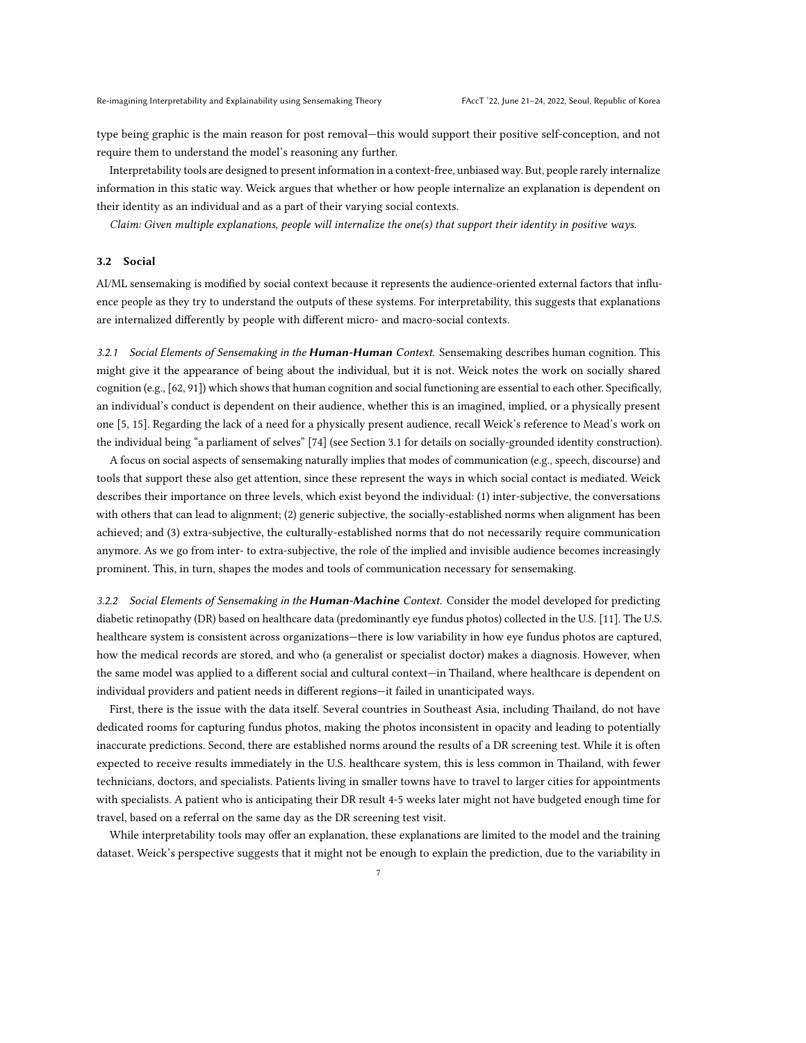type being graphic is the main reason for post removal—this would support their positive self-conception, and not require them to understand the model's reasoning any further.

Interpretability tools are designed to present information in a context-free, unbiased way. But, people rarely internalize information in this static way. Weick argues that whether or how people internalize an explanation is dependent on their identity as an individual and as a part of their varying social contexts.

*Claim: Given multiple explanations, people will internalize the one(s) that support their identity in positive ways.*

### 3.2 Social

AI/ML sensemaking is modified by social context because it represents the audience-oriented external factors that influence people as they try to understand the outputs of these systems. For interpretability, this suggests that explanations are internalized differently by people with different micro- and macro-social contexts.

*3.2.1 Social Elements of Sensemaking in the* ***Human-Human*** *Context.* Sensemaking describes human cognition. This might give it the appearance of being about the individual, but it is not. Weick notes the work on socially shared cognition (e.g., [62, 91]) which shows that human cognition and social functioning are essential to each other. Specifically, an individual's conduct is dependent on their audience, whether this is an imagined, implied, or a physically present one [5, 15]. Regarding the lack of a need for a physically present audience, recall Weick's reference to Mead's work on the individual being "a parliament of selves" [74] (see Section 3.1 for details on socially-grounded identity construction).

A focus on social aspects of sensemaking naturally implies that modes of communication (e.g., speech, discourse) and tools that support these also get attention, since these represent the ways in which social contact is mediated. Weick describes their importance on three levels, which exist beyond the individual: (1) inter-subjective, the conversations with others that can lead to alignment; (2) generic subjective, the socially-established norms when alignment has been achieved; and (3) extra-subjective, the culturally-established norms that do not necessarily require communication anymore. As we go from inter- to extra-subjective, the role of the implied and invisible audience becomes increasingly prominent. This, in turn, shapes the modes and tools of communication necessary for sensemaking.

*3.2.2 Social Elements of Sensemaking in the* ***Human-Machine*** *Context.* Consider the model developed for predicting diabetic retinopathy (DR) based on healthcare data (predominantly eye fundus photos) collected in the U.S. [11]. The U.S. healthcare system is consistent across organizations—there is low variability in how eye fundus photos are captured, how the medical records are stored, and who (a generalist or specialist doctor) makes a diagnosis. However, when the same model was applied to a different social and cultural context—in Thailand, where healthcare is dependent on individual providers and patient needs in different regions—it failed in unanticipated ways.

First, there is the issue with the data itself. Several countries in Southeast Asia, including Thailand, do not have dedicated rooms for capturing fundus photos, making the photos inconsistent in opacity and leading to potentially inaccurate predictions. Second, there are established norms around the results of a DR screening test. While it is often expected to receive results immediately in the U.S. healthcare system, this is less common in Thailand, with fewer technicians, doctors, and specialists. Patients living in smaller towns have to travel to larger cities for appointments with specialists. A patient who is anticipating their DR result 4-5 weeks later might not have budgeted enough time for travel, based on a referral on the same day as the DR screening test visit.

While interpretability tools may offer an explanation, these explanations are limited to the model and the training dataset. Weick's perspective suggests that it might not be enough to explain the prediction, due to the variability in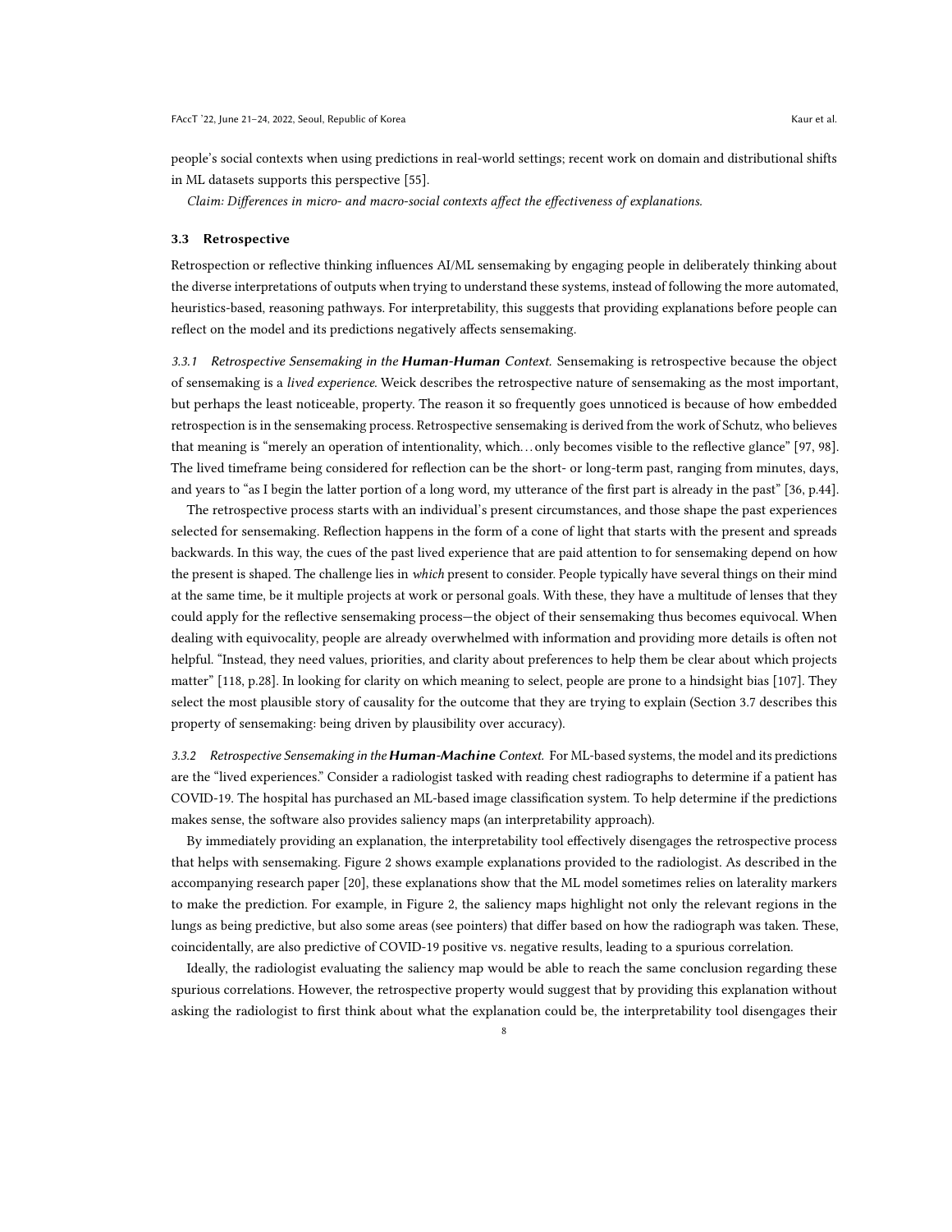people's social contexts when using predictions in real-world settings; recent work on domain and distributional shifts in ML datasets supports this perspective [55].

*Claim: Differences in micro- and macro-social contexts affect the effectiveness of explanations.*

### 3.3 Retrospective

Retrospection or reflective thinking influences AI/ML sensemaking by engaging people in deliberately thinking about the diverse interpretations of outputs when trying to understand these systems, instead of following the more automated, heuristics-based, reasoning pathways. For interpretability, this suggests that providing explanations before people can reflect on the model and its predictions negatively affects sensemaking.

*3.3.1 Retrospective Sensemaking in the **Human-Human** Context.* Sensemaking is retrospective because the object of sensemaking is a *lived experience*. Weick describes the retrospective nature of sensemaking as the most important, but perhaps the least noticeable, property. The reason it so frequently goes unnoticed is because of how embedded retrospection is in the sensemaking process. Retrospective sensemaking is derived from the work of Schutz, who believes that meaning is "merely an operation of intentionality, which. . . only becomes visible to the reflective glance" [97, 98]. The lived timeframe being considered for reflection can be the short- or long-term past, ranging from minutes, days, and years to "as I begin the latter portion of a long word, my utterance of the first part is already in the past" [36, p.44].

The retrospective process starts with an individual's present circumstances, and those shape the past experiences selected for sensemaking. Reflection happens in the form of a cone of light that starts with the present and spreads backwards. In this way, the cues of the past lived experience that are paid attention to for sensemaking depend on how the present is shaped. The challenge lies in *which* present to consider. People typically have several things on their mind at the same time, be it multiple projects at work or personal goals. With these, they have a multitude of lenses that they could apply for the reflective sensemaking process—the object of their sensemaking thus becomes equivocal. When dealing with equivocality, people are already overwhelmed with information and providing more details is often not helpful. "Instead, they need values, priorities, and clarity about preferences to help them be clear about which projects matter" [118, p.28]. In looking for clarity on which meaning to select, people are prone to a hindsight bias [107]. They select the most plausible story of causality for the outcome that they are trying to explain (Section 3.7 describes this property of sensemaking: being driven by plausibility over accuracy).

*3.3.2 Retrospective Sensemaking in the **Human-Machine** Context.* For ML-based systems, the model and its predictions are the "lived experiences." Consider a radiologist tasked with reading chest radiographs to determine if a patient has COVID-19. The hospital has purchased an ML-based image classification system. To help determine if the predictions makes sense, the software also provides saliency maps (an interpretability approach).

By immediately providing an explanation, the interpretability tool effectively disengages the retrospective process that helps with sensemaking. Figure 2 shows example explanations provided to the radiologist. As described in the accompanying research paper [20], these explanations show that the ML model sometimes relies on laterality markers to make the prediction. For example, in Figure 2, the saliency maps highlight not only the relevant regions in the lungs as being predictive, but also some areas (see pointers) that differ based on how the radiograph was taken. These, coincidentally, are also predictive of COVID-19 positive vs. negative results, leading to a spurious correlation.

Ideally, the radiologist evaluating the saliency map would be able to reach the same conclusion regarding these spurious correlations. However, the retrospective property would suggest that by providing this explanation without asking the radiologist to first think about what the explanation could be, the interpretability tool disengages their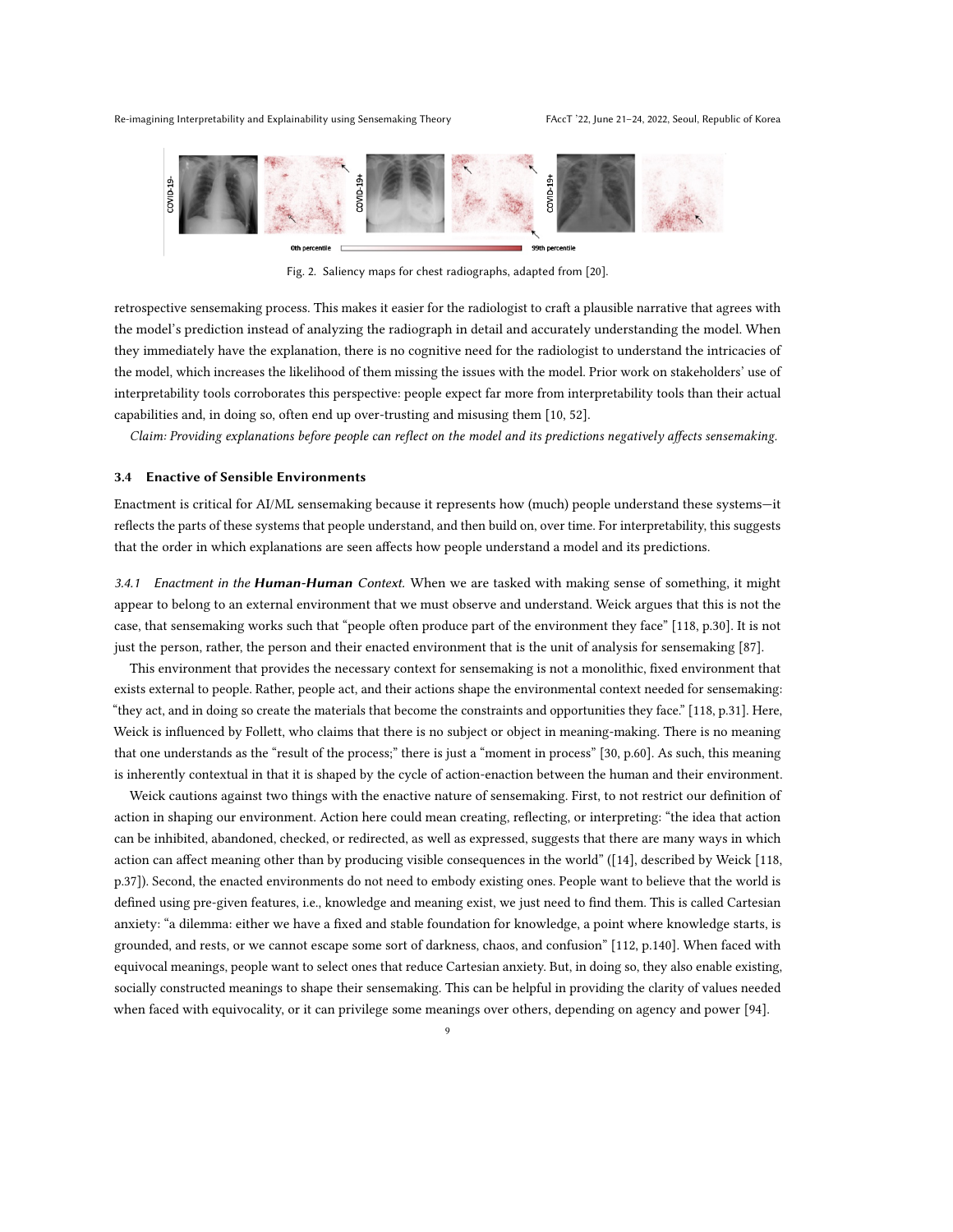Fig. 2. Saliency maps for chest radiographs, adapted from [20].

retrospective sensemaking process. This makes it easier for the radiologist to craft a plausible narrative that agrees with the model's prediction instead of analyzing the radiograph in detail and accurately understanding the model. When they immediately have the explanation, there is no cognitive need for the radiologist to understand the intricacies of the model, which increases the likelihood of them missing the issues with the model. Prior work on stakeholders' use of interpretability tools corroborates this perspective: people expect far more from interpretability tools than their actual capabilities and, in doing so, often end up over-trusting and misusing them [10, 52].

*Claim: Providing explanations before people can reflect on the model and its predictions negatively affects sensemaking.*

### 3.4 Enactive of Sensible Environments

Enactment is critical for AI/ML sensemaking because it represents how (much) people understand these systems—it reflects the parts of these systems that people understand, and then build on, over time. For interpretability, this suggests that the order in which explanations are seen affects how people understand a model and its predictions.

#### 3.4.1 *Enactment in the **Human-Human** Context.*

When we are tasked with making sense of something, it might appear to belong to an external environment that we must observe and understand. Weick argues that this is not the case, that sensemaking works such that "people often produce part of the environment they face" [118, p.30]. It is not just the person, rather, the person and their enacted environment that is the unit of analysis for sensemaking [87].

This environment that provides the necessary context for sensemaking is not a monolithic, fixed environment that exists external to people. Rather, people act, and their actions shape the environmental context needed for sensemaking: "they act, and in doing so create the materials that become the constraints and opportunities they face." [118, p.31]. Here, Weick is influenced by Follett, who claims that there is no subject or object in meaning-making. There is no meaning that one understands as the "result of the process;" there is just a "moment in process" [30, p.60]. As such, this meaning is inherently contextual in that it is shaped by the cycle of action-enaction between the human and their environment.

Weick cautions against two things with the enactive nature of sensemaking. First, to not restrict our definition of action in shaping our environment. Action here could mean creating, reflecting, or interpreting: "the idea that action can be inhibited, abandoned, checked, or redirected, as well as expressed, suggests that there are many ways in which action can affect meaning other than by producing visible consequences in the world" ([14], described by Weick [118, p.37]). Second, the enacted environments do not need to embody existing ones. People want to believe that the world is defined using pre-given features, i.e., knowledge and meaning exist, we just need to find them. This is called Cartesian anxiety: "a dilemma: either we have a fixed and stable foundation for knowledge, a point where knowledge starts, is grounded, and rests, or we cannot escape some sort of darkness, chaos, and confusion" [112, p.140]. When faced with equivocal meanings, people want to select ones that reduce Cartesian anxiety. But, in doing so, they also enable existing, socially constructed meanings to shape their sensemaking. This can be helpful in providing the clarity of values needed when faced with equivocality, or it can privilege some meanings over others, depending on agency and power [94].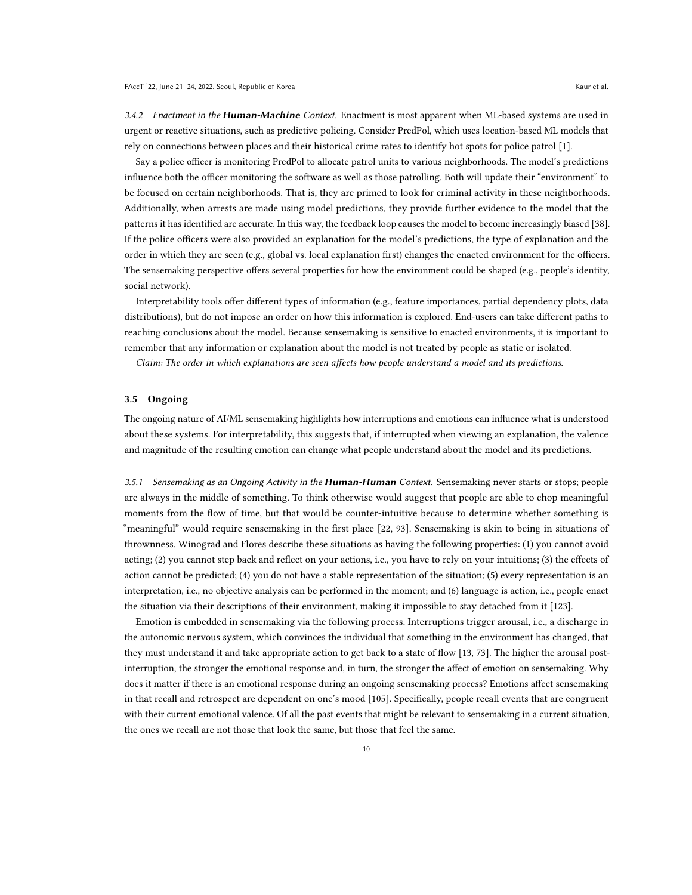#### 3.4.2 Enactment in the **Human-Machine** Context.

Enactment is most apparent when ML-based systems are used in urgent or reactive situations, such as predictive policing. Consider PredPol, which uses location-based ML models that rely on connections between places and their historical crime rates to identify hot spots for police patrol [1].

Say a police officer is monitoring PredPol to allocate patrol units to various neighborhoods. The model's predictions influence both the officer monitoring the software as well as those patrolling. Both will update their "environment" to be focused on certain neighborhoods. That is, they are primed to look for criminal activity in these neighborhoods. Additionally, when arrests are made using model predictions, they provide further evidence to the model that the patterns it has identified are accurate. In this way, the feedback loop causes the model to become increasingly biased [38]. If the police officers were also provided an explanation for the model's predictions, the type of explanation and the order in which they are seen (e.g., global vs. local explanation first) changes the enacted environment for the officers. The sensemaking perspective offers several properties for how the environment could be shaped (e.g., people's identity, social network).

Interpretability tools offer different types of information (e.g., feature importances, partial dependency plots, data distributions), but do not impose an order on how this information is explored. End-users can take different paths to reaching conclusions about the model. Because sensemaking is sensitive to enacted environments, it is important to remember that any information or explanation about the model is not treated by people as static or isolated.

*Claim: The order in which explanations are seen affects how people understand a model and its predictions.*

### 3.5 Ongoing

The ongoing nature of AI/ML sensemaking highlights how interruptions and emotions can influence what is understood about these systems. For interpretability, this suggests that, if interrupted when viewing an explanation, the valence and magnitude of the resulting emotion can change what people understand about the model and its predictions.

#### 3.5.1 Sensemaking as an Ongoing Activity in the **Human-Human** Context.

Sensemaking never starts or stops; people are always in the middle of something. To think otherwise would suggest that people are able to chop meaningful moments from the flow of time, but that would be counter-intuitive because to determine whether something is "meaningful" would require sensemaking in the first place [22, 93]. Sensemaking is akin to being in situations of thrownness. Winograd and Flores describe these situations as having the following properties: (1) you cannot avoid acting; (2) you cannot step back and reflect on your actions, i.e., you have to rely on your intuitions; (3) the effects of action cannot be predicted; (4) you do not have a stable representation of the situation; (5) every representation is an interpretation, i.e., no objective analysis can be performed in the moment; and (6) language is action, i.e., people enact the situation via their descriptions of their environment, making it impossible to stay detached from it [123].

Emotion is embedded in sensemaking via the following process. Interruptions trigger arousal, i.e., a discharge in the autonomic nervous system, which convinces the individual that something in the environment has changed, that they must understand it and take appropriate action to get back to a state of flow [13, 73]. The higher the arousal post-interruption, the stronger the emotional response and, in turn, the stronger the affect of emotion on sensemaking. Why does it matter if there is an emotional response during an ongoing sensemaking process? Emotions affect sensemaking in that recall and retrospect are dependent on one's mood [105]. Specifically, people recall events that are congruent with their current emotional valence. Of all the past events that might be relevant to sensemaking in a current situation, the ones we recall are not those that look the same, but those that feel the same.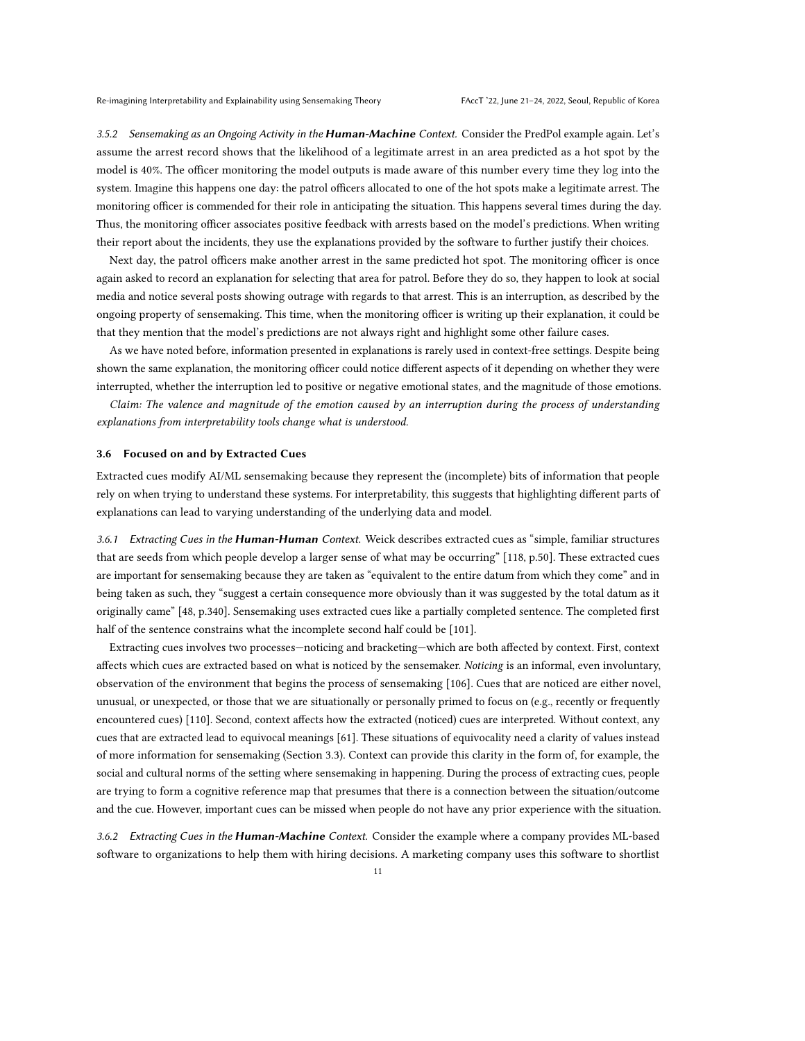#### 3.5.2 *Sensemaking as an Ongoing Activity in the* ***Human-Machine*** *Context.*

Consider the PredPol example again. Let's assume the arrest record shows that the likelihood of a legitimate arrest in an area predicted as a hot spot by the model is 40%. The officer monitoring the model outputs is made aware of this number every time they log into the system. Imagine this happens one day: the patrol officers allocated to one of the hot spots make a legitimate arrest. The monitoring officer is commended for their role in anticipating the situation. This happens several times during the day. Thus, the monitoring officer associates positive feedback with arrests based on the model's predictions. When writing their report about the incidents, they use the explanations provided by the software to further justify their choices.

Next day, the patrol officers make another arrest in the same predicted hot spot. The monitoring officer is once again asked to record an explanation for selecting that area for patrol. Before they do so, they happen to look at social media and notice several posts showing outrage with regards to that arrest. This is an interruption, as described by the ongoing property of sensemaking. This time, when the monitoring officer is writing up their explanation, it could be that they mention that the model's predictions are not always right and highlight some other failure cases.

As we have noted before, information presented in explanations is rarely used in context-free settings. Despite being shown the same explanation, the monitoring officer could notice different aspects of it depending on whether they were interrupted, whether the interruption led to positive or negative emotional states, and the magnitude of those emotions.

*Claim: The valence and magnitude of the emotion caused by an interruption during the process of understanding explanations from interpretability tools change what is understood.*

### 3.6 Focused on and by Extracted Cues

Extracted cues modify AI/ML sensemaking because they represent the (incomplete) bits of information that people rely on when trying to understand these systems. For interpretability, this suggests that highlighting different parts of explanations can lead to varying understanding of the underlying data and model.

#### 3.6.1 *Extracting Cues in the* ***Human-Human*** *Context.*

Weick describes extracted cues as "simple, familiar structures that are seeds from which people develop a larger sense of what may be occurring" [118, p.50]. These extracted cues are important for sensemaking because they are taken as "equivalent to the entire datum from which they come" and in being taken as such, they "suggest a certain consequence more obviously than it was suggested by the total datum as it originally came" [48, p.340]. Sensemaking uses extracted cues like a partially completed sentence. The completed first half of the sentence constrains what the incomplete second half could be [101].

Extracting cues involves two processes—noticing and bracketing—which are both affected by context. First, context affects which cues are extracted based on what is noticed by the sensemaker. *Noticing* is an informal, even involuntary, observation of the environment that begins the process of sensemaking [106]. Cues that are noticed are either novel, unusual, or unexpected, or those that we are situationally or personally primed to focus on (e.g., recently or frequently encountered cues) [110]. Second, context affects how the extracted (noticed) cues are interpreted. Without context, any cues that are extracted lead to equivocal meanings [61]. These situations of equivocality need a clarity of values instead of more information for sensemaking (Section 3.3). Context can provide this clarity in the form of, for example, the social and cultural norms of the setting where sensemaking in happening. During the process of extracting cues, people are trying to form a cognitive reference map that presumes that there is a connection between the situation/outcome and the cue. However, important cues can be missed when people do not have any prior experience with the situation.

#### 3.6.2 *Extracting Cues in the* ***Human-Machine*** *Context.*

Consider the example where a company provides ML-based software to organizations to help them with hiring decisions. A marketing company uses this software to shortlist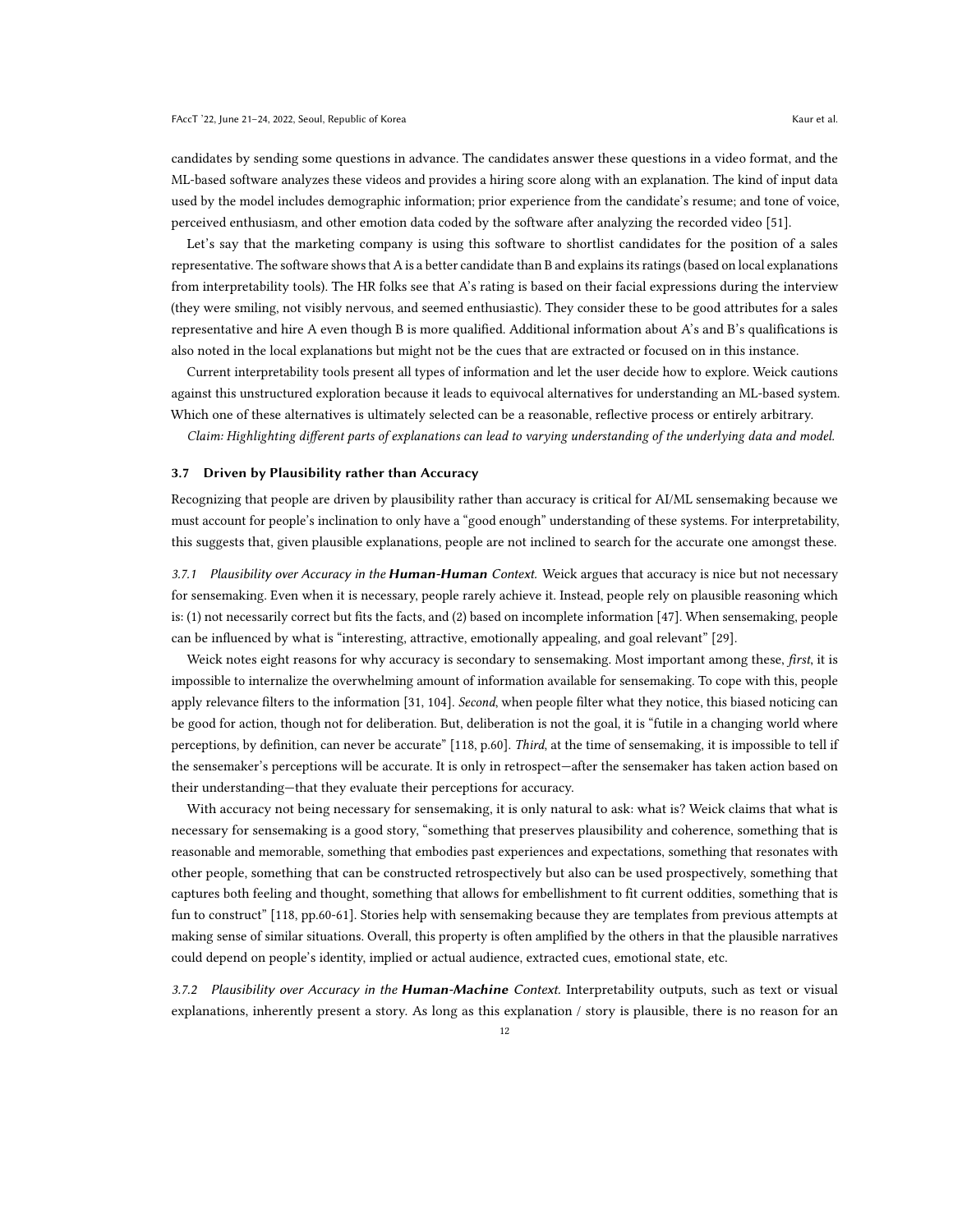candidates by sending some questions in advance. The candidates answer these questions in a video format, and the ML-based software analyzes these videos and provides a hiring score along with an explanation. The kind of input data used by the model includes demographic information; prior experience from the candidate's resume; and tone of voice, perceived enthusiasm, and other emotion data coded by the software after analyzing the recorded video [51].

Let's say that the marketing company is using this software to shortlist candidates for the position of a sales representative. The software shows that A is a better candidate than B and explains its ratings (based on local explanations from interpretability tools). The HR folks see that A's rating is based on their facial expressions during the interview (they were smiling, not visibly nervous, and seemed enthusiastic). They consider these to be good attributes for a sales representative and hire A even though B is more qualified. Additional information about A's and B's qualifications is also noted in the local explanations but might not be the cues that are extracted or focused on in this instance.

Current interpretability tools present all types of information and let the user decide how to explore. Weick cautions against this unstructured exploration because it leads to equivocal alternatives for understanding an ML-based system. Which one of these alternatives is ultimately selected can be a reasonable, reflective process or entirely arbitrary.

*Claim: Highlighting different parts of explanations can lead to varying understanding of the underlying data and model.*

### 3.7 Driven by Plausibility rather than Accuracy

Recognizing that people are driven by plausibility rather than accuracy is critical for AI/ML sensemaking because we must account for people's inclination to only have a "good enough" understanding of these systems. For interpretability, this suggests that, given plausible explanations, people are not inclined to search for the accurate one amongst these.

*3.7.1 Plausibility over Accuracy in the **Human-Human** Context.* Weick argues that accuracy is nice but not necessary for sensemaking. Even when it is necessary, people rarely achieve it. Instead, people rely on plausible reasoning which is: (1) not necessarily correct but fits the facts, and (2) based on incomplete information [47]. When sensemaking, people can be influenced by what is "interesting, attractive, emotionally appealing, and goal relevant" [29].

Weick notes eight reasons for why accuracy is secondary to sensemaking. Most important among these, *first*, it is impossible to internalize the overwhelming amount of information available for sensemaking. To cope with this, people apply relevance filters to the information [31, 104]. *Second*, when people filter what they notice, this biased noticing can be good for action, though not for deliberation. But, deliberation is not the goal, it is "futile in a changing world where perceptions, by definition, can never be accurate" [118, p.60]. *Third*, at the time of sensemaking, it is impossible to tell if the sensemaker's perceptions will be accurate. It is only in retrospect—after the sensemaker has taken action based on their understanding—that they evaluate their perceptions for accuracy.

With accuracy not being necessary for sensemaking, it is only natural to ask: what is? Weick claims that what is necessary for sensemaking is a good story, "something that preserves plausibility and coherence, something that is reasonable and memorable, something that embodies past experiences and expectations, something that resonates with other people, something that can be constructed retrospectively but also can be used prospectively, something that captures both feeling and thought, something that allows for embellishment to fit current oddities, something that is fun to construct" [118, pp.60-61]. Stories help with sensemaking because they are templates from previous attempts at making sense of similar situations. Overall, this property is often amplified by the others in that the plausible narratives could depend on people's identity, implied or actual audience, extracted cues, emotional state, etc.

*3.7.2 Plausibility over Accuracy in the **Human-Machine** Context.* Interpretability outputs, such as text or visual explanations, inherently present a story. As long as this explanation / story is plausible, there is no reason for an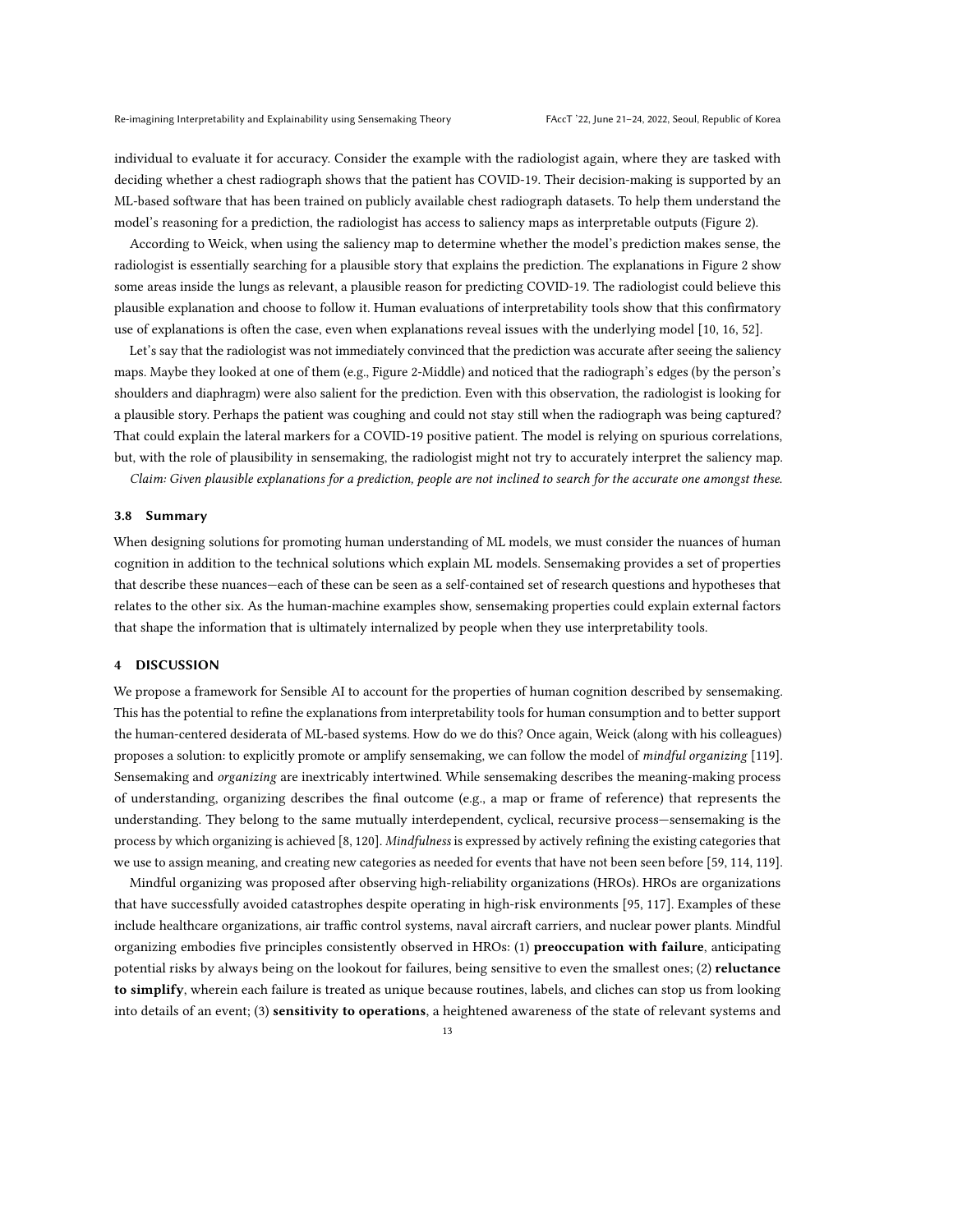individual to evaluate it for accuracy. Consider the example with the radiologist again, where they are tasked with deciding whether a chest radiograph shows that the patient has COVID-19. Their decision-making is supported by an ML-based software that has been trained on publicly available chest radiograph datasets. To help them understand the model's reasoning for a prediction, the radiologist has access to saliency maps as interpretable outputs (Figure 2).

According to Weick, when using the saliency map to determine whether the model's prediction makes sense, the radiologist is essentially searching for a plausible story that explains the prediction. The explanations in Figure 2 show some areas inside the lungs as relevant, a plausible reason for predicting COVID-19. The radiologist could believe this plausible explanation and choose to follow it. Human evaluations of interpretability tools show that this confirmatory use of explanations is often the case, even when explanations reveal issues with the underlying model [10, 16, 52].

Let's say that the radiologist was not immediately convinced that the prediction was accurate after seeing the saliency maps. Maybe they looked at one of them (e.g., Figure 2-Middle) and noticed that the radiograph's edges (by the person's shoulders and diaphragm) were also salient for the prediction. Even with this observation, the radiologist is looking for a plausible story. Perhaps the patient was coughing and could not stay still when the radiograph was being captured? That could explain the lateral markers for a COVID-19 positive patient. The model is relying on spurious correlations, but, with the role of plausibility in sensemaking, the radiologist might not try to accurately interpret the saliency map.

*Claim: Given plausible explanations for a prediction, people are not inclined to search for the accurate one amongst these.*

### 3.8 Summary

When designing solutions for promoting human understanding of ML models, we must consider the nuances of human cognition in addition to the technical solutions which explain ML models. Sensemaking provides a set of properties that describe these nuances—each of these can be seen as a self-contained set of research questions and hypotheses that relates to the other six. As the human-machine examples show, sensemaking properties could explain external factors that shape the information that is ultimately internalized by people when they use interpretability tools.

## 4 DISCUSSION

We propose a framework for Sensible AI to account for the properties of human cognition described by sensemaking. This has the potential to refine the explanations from interpretability tools for human consumption and to better support the human-centered desiderata of ML-based systems. How do we do this? Once again, Weick (along with his colleagues) proposes a solution: to explicitly promote or amplify sensemaking, we can follow the model of *mindful organizing* [119]. Sensemaking and *organizing* are inextricably intertwined. While sensemaking describes the meaning-making process of understanding, organizing describes the final outcome (e.g., a map or frame of reference) that represents the understanding. They belong to the same mutually interdependent, cyclical, recursive process—sensemaking is the process by which organizing is achieved [8, 120]. *Mindfulness* is expressed by actively refining the existing categories that we use to assign meaning, and creating new categories as needed for events that have not been seen before [59, 114, 119].

Mindful organizing was proposed after observing high-reliability organizations (HROs). HROs are organizations that have successfully avoided catastrophes despite operating in high-risk environments [95, 117]. Examples of these include healthcare organizations, air traffic control systems, naval aircraft carriers, and nuclear power plants. Mindful organizing embodies five principles consistently observed in HROs: (1) **preoccupation with failure**, anticipating potential risks by always being on the lookout for failures, being sensitive to even the smallest ones; (2) **reluctance to simplify**, wherein each failure is treated as unique because routines, labels, and cliches can stop us from looking into details of an event; (3) **sensitivity to operations**, a heightened awareness of the state of relevant systems and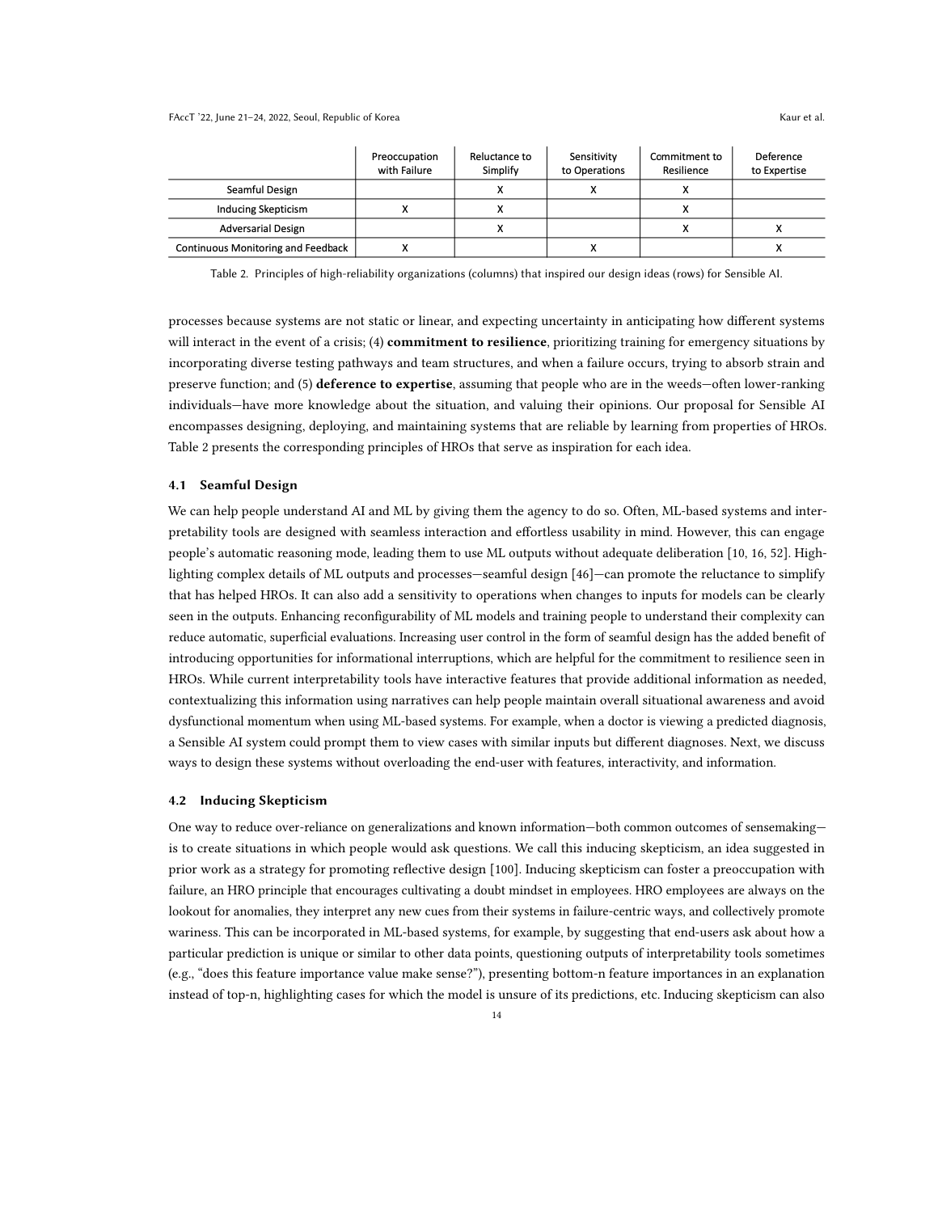| | Preoccupation with Failure | Reluctance to Simplify | Sensitivity to Operations | Commitment to Resilience | Deference to Expertise |
|---|---|---|---|---|---|
| Seamful Design | | X | X | X | |
| Inducing Skepticism | X | X | | X | |
| Adversarial Design | | X | | X | X |
| Continuous Monitoring and Feedback | X | | X | | X |

Table 2. Principles of high-reliability organizations (columns) that inspired our design ideas (rows) for Sensible AI.

processes because systems are not static or linear, and expecting uncertainty in anticipating how different systems will interact in the event of a crisis; (4) **commitment to resilience**, prioritizing training for emergency situations by incorporating diverse testing pathways and team structures, and when a failure occurs, trying to absorb strain and preserve function; and (5) **deference to expertise**, assuming that people who are in the weeds—often lower-ranking individuals—have more knowledge about the situation, and valuing their opinions. Our proposal for Sensible AI encompasses designing, deploying, and maintaining systems that are reliable by learning from properties of HROs. Table 2 presents the corresponding principles of HROs that serve as inspiration for each idea.

### 4.1 Seamful Design

We can help people understand AI and ML by giving them the agency to do so. Often, ML-based systems and interpretability tools are designed with seamless interaction and effortless usability in mind. However, this can engage people's automatic reasoning mode, leading them to use ML outputs without adequate deliberation [10, 16, 52]. Highlighting complex details of ML outputs and processes—seamful design [46]—can promote the reluctance to simplify that has helped HROs. It can also add a sensitivity to operations when changes to inputs for models can be clearly seen in the outputs. Enhancing reconfigurability of ML models and training people to understand their complexity can reduce automatic, superficial evaluations. Increasing user control in the form of seamful design has the added benefit of introducing opportunities for informational interruptions, which are helpful for the commitment to resilience seen in HROs. While current interpretability tools have interactive features that provide additional information as needed, contextualizing this information using narratives can help people maintain overall situational awareness and avoid dysfunctional momentum when using ML-based systems. For example, when a doctor is viewing a predicted diagnosis, a Sensible AI system could prompt them to view cases with similar inputs but different diagnoses. Next, we discuss ways to design these systems without overloading the end-user with features, interactivity, and information.

### 4.2 Inducing Skepticism

One way to reduce over-reliance on generalizations and known information—both common outcomes of sensemaking—is to create situations in which people would ask questions. We call this inducing skepticism, an idea suggested in prior work as a strategy for promoting reflective design [100]. Inducing skepticism can foster a preoccupation with failure, an HRO principle that encourages cultivating a doubt mindset in employees. HRO employees are always on the lookout for anomalies, they interpret any new cues from their systems in failure-centric ways, and collectively promote wariness. This can be incorporated in ML-based systems, for example, by suggesting that end-users ask about how a particular prediction is unique or similar to other data points, questioning outputs of interpretability tools sometimes (e.g., "does this feature importance value make sense?"), presenting bottom-n feature importances in an explanation instead of top-n, highlighting cases for which the model is unsure of its predictions, etc. Inducing skepticism can also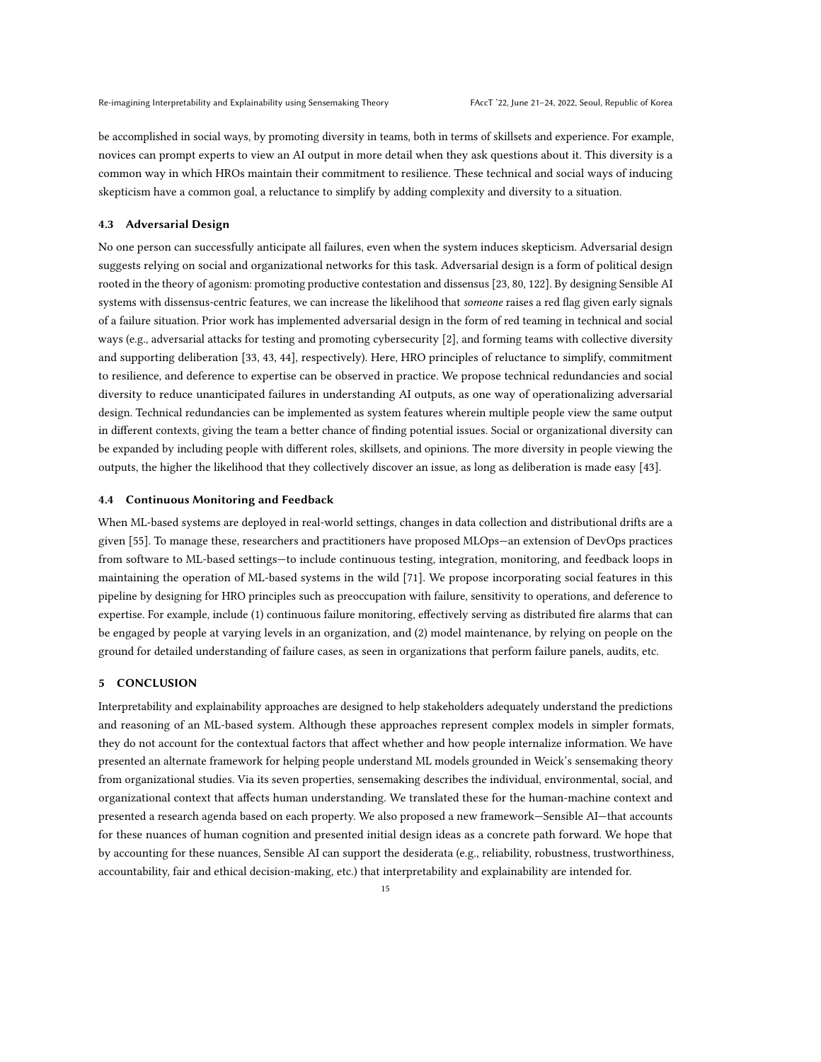be accomplished in social ways, by promoting diversity in teams, both in terms of skillsets and experience. For example, novices can prompt experts to view an AI output in more detail when they ask questions about it. This diversity is a common way in which HROs maintain their commitment to resilience. These technical and social ways of inducing skepticism have a common goal, a reluctance to simplify by adding complexity and diversity to a situation.

### 4.3 Adversarial Design

No one person can successfully anticipate all failures, even when the system induces skepticism. Adversarial design suggests relying on social and organizational networks for this task. Adversarial design is a form of political design rooted in the theory of agonism: promoting productive contestation and dissensus [23, 80, 122]. By designing Sensible AI systems with dissensus-centric features, we can increase the likelihood that *someone* raises a red flag given early signals of a failure situation. Prior work has implemented adversarial design in the form of red teaming in technical and social ways (e.g., adversarial attacks for testing and promoting cybersecurity [2], and forming teams with collective diversity and supporting deliberation [33, 43, 44], respectively). Here, HRO principles of reluctance to simplify, commitment to resilience, and deference to expertise can be observed in practice. We propose technical redundancies and social diversity to reduce unanticipated failures in understanding AI outputs, as one way of operationalizing adversarial design. Technical redundancies can be implemented as system features wherein multiple people view the same output in different contexts, giving the team a better chance of finding potential issues. Social or organizational diversity can be expanded by including people with different roles, skillsets, and opinions. The more diversity in people viewing the outputs, the higher the likelihood that they collectively discover an issue, as long as deliberation is made easy [43].

### 4.4 Continuous Monitoring and Feedback

When ML-based systems are deployed in real-world settings, changes in data collection and distributional drifts are a given [55]. To manage these, researchers and practitioners have proposed MLOps—an extension of DevOps practices from software to ML-based settings—to include continuous testing, integration, monitoring, and feedback loops in maintaining the operation of ML-based systems in the wild [71]. We propose incorporating social features in this pipeline by designing for HRO principles such as preoccupation with failure, sensitivity to operations, and deference to expertise. For example, include (1) continuous failure monitoring, effectively serving as distributed fire alarms that can be engaged by people at varying levels in an organization, and (2) model maintenance, by relying on people on the ground for detailed understanding of failure cases, as seen in organizations that perform failure panels, audits, etc.

## 5 CONCLUSION

Interpretability and explainability approaches are designed to help stakeholders adequately understand the predictions and reasoning of an ML-based system. Although these approaches represent complex models in simpler formats, they do not account for the contextual factors that affect whether and how people internalize information. We have presented an alternate framework for helping people understand ML models grounded in Weick's sensemaking theory from organizational studies. Via its seven properties, sensemaking describes the individual, environmental, social, and organizational context that affects human understanding. We translated these for the human-machine context and presented a research agenda based on each property. We also proposed a new framework—Sensible AI—that accounts for these nuances of human cognition and presented initial design ideas as a concrete path forward. We hope that by accounting for these nuances, Sensible AI can support the desiderata (e.g., reliability, robustness, trustworthiness, accountability, fair and ethical decision-making, etc.) that interpretability and explainability are intended for.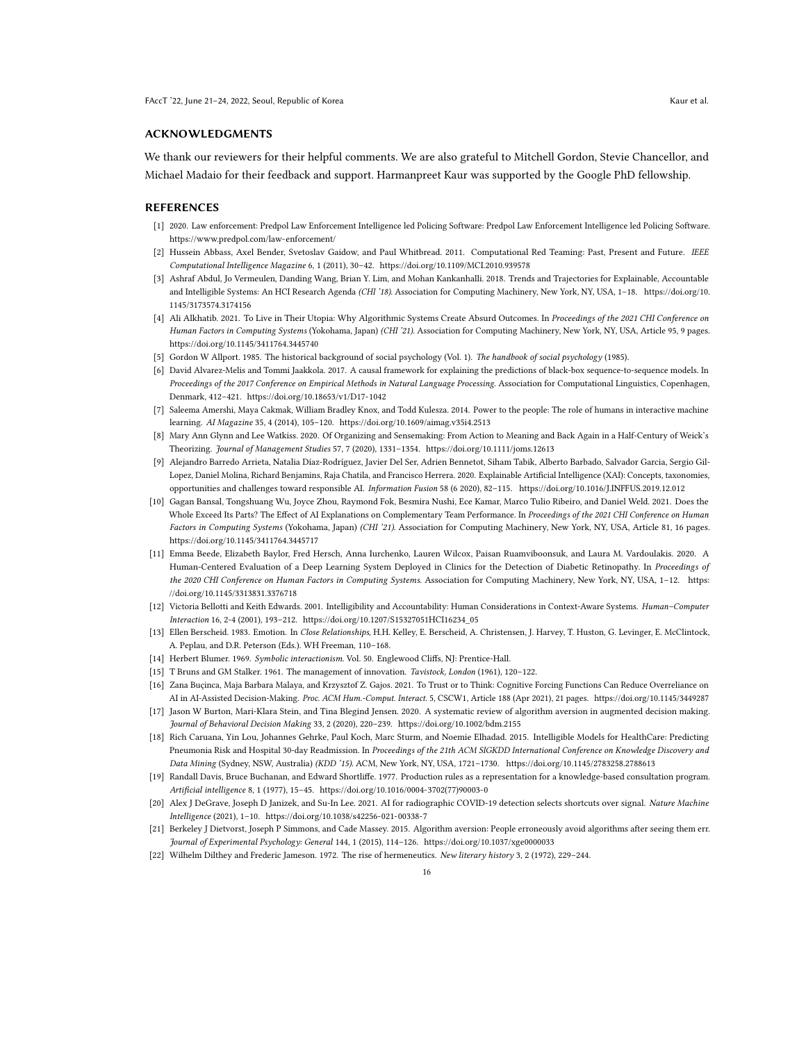## ACKNOWLEDGMENTS

We thank our reviewers for their helpful comments. We are also grateful to Mitchell Gordon, Stevie Chancellor, and Michael Madaio for their feedback and support. Harmanpreet Kaur was supported by the Google PhD fellowship.

## REFERENCES

[1] 2020. Law enforcement: Predpol Law Enforcement Intelligence led Policing Software: Predpol Law Enforcement Intelligence led Policing Software. https://www.predpol.com/law-enforcement/

[2] Hussein Abbass, Axel Bender, Svetoslav Gaidow, and Paul Whitbread. 2011. Computational Red Teaming: Past, Present and Future. *IEEE Computational Intelligence Magazine* 6, 1 (2011), 30–42. https://doi.org/10.1109/MCI.2010.939578

[3] Ashraf Abdul, Jo Vermeulen, Danding Wang, Brian Y. Lim, and Mohan Kankanhalli. 2018. Trends and Trajectories for Explainable, Accountable and Intelligible Systems: An HCI Research Agenda *(CHI '18)*. Association for Computing Machinery, New York, NY, USA, 1–18. https://doi.org/10.1145/3173574.3174156

[4] Ali Alkhatib. 2021. To Live in Their Utopia: Why Algorithmic Systems Create Absurd Outcomes. In *Proceedings of the 2021 CHI Conference on Human Factors in Computing Systems* (Yokohama, Japan) *(CHI '21)*. Association for Computing Machinery, New York, NY, USA, Article 95, 9 pages. https://doi.org/10.1145/3411764.3445740

[5] Gordon W Allport. 1985. The historical background of social psychology (Vol. 1). *The handbook of social psychology* (1985).

[6] David Alvarez-Melis and Tommi Jaakkola. 2017. A causal framework for explaining the predictions of black-box sequence-to-sequence models. In *Proceedings of the 2017 Conference on Empirical Methods in Natural Language Processing*. Association for Computational Linguistics, Copenhagen, Denmark, 412–421. https://doi.org/10.18653/v1/D17-1042

[7] Saleema Amershi, Maya Cakmak, William Bradley Knox, and Todd Kulesza. 2014. Power to the people: The role of humans in interactive machine learning. *AI Magazine* 35, 4 (2014), 105–120. https://doi.org/10.1609/aimag.v35i4.2513

[8] Mary Ann Glynn and Lee Watkiss. 2020. Of Organizing and Sensemaking: From Action to Meaning and Back Again in a Half-Century of Weick's Theorizing. *Journal of Management Studies* 57, 7 (2020), 1331–1354. https://doi.org/10.1111/joms.12613

[9] Alejandro Barredo Arrieta, Natalia Díaz-Rodríguez, Javier Del Ser, Adrien Bennetot, Siham Tabik, Alberto Barbado, Salvador Garcia, Sergio Gil-Lopez, Daniel Molina, Richard Benjamins, Raja Chatila, and Francisco Herrera. 2020. Explainable Artificial Intelligence (XAI): Concepts, taxonomies, opportunities and challenges toward responsible AI. *Information Fusion* 58 (6 2020), 82–115. https://doi.org/10.1016/J.INFFUS.2019.12.012

[10] Gagan Bansal, Tongshuang Wu, Joyce Zhou, Raymond Fok, Besmira Nushi, Ece Kamar, Marco Tulio Ribeiro, and Daniel Weld. 2021. Does the Whole Exceed Its Parts? The Effect of AI Explanations on Complementary Team Performance. In *Proceedings of the 2021 CHI Conference on Human Factors in Computing Systems* (Yokohama, Japan) *(CHI '21)*. Association for Computing Machinery, New York, NY, USA, Article 81, 16 pages. https://doi.org/10.1145/3411764.3445717

[11] Emma Beede, Elizabeth Baylor, Fred Hersch, Anna Iurchenko, Lauren Wilcox, Paisan Ruamviboonsuk, and Laura M. Vardoulakis. 2020. A Human-Centered Evaluation of a Deep Learning System Deployed in Clinics for the Detection of Diabetic Retinopathy. In *Proceedings of the 2020 CHI Conference on Human Factors in Computing Systems*. Association for Computing Machinery, New York, NY, USA, 1–12. https://doi.org/10.1145/3313831.3376718

[12] Victoria Bellotti and Keith Edwards. 2001. Intelligibility and Accountability: Human Considerations in Context-Aware Systems. *Human–Computer Interaction* 16, 2-4 (2001), 193–212. https://doi.org/10.1207/S15327051HCI16234_05

[13] Ellen Berscheid. 1983. Emotion. In *Close Relationships*, H.H. Kelley, E. Berscheid, A. Christensen, J. Harvey, T. Huston, G. Levinger, E. McClintock, A. Peplau, and D.R. Peterson (Eds.). WH Freeman, 110–168.

[14] Herbert Blumer. 1969. *Symbolic interactionism*. Vol. 50. Englewood Cliffs, NJ: Prentice-Hall.

[15] T Bruns and GM Stalker. 1961. The management of innovation. *Tavistock, London* (1961), 120–122.

[16] Zana Buçinca, Maja Barbara Malaya, and Krzysztof Z. Gajos. 2021. To Trust or to Think: Cognitive Forcing Functions Can Reduce Overreliance on AI in AI-Assisted Decision-Making. *Proc. ACM Hum.-Comput. Interact.* 5, CSCW1, Article 188 (Apr 2021), 21 pages. https://doi.org/10.1145/3449287

[17] Jason W Burton, Mari-Klara Stein, and Tina Blegind Jensen. 2020. A systematic review of algorithm aversion in augmented decision making. *Journal of Behavioral Decision Making* 33, 2 (2020), 220–239. https://doi.org/10.1002/bdm.2155

[18] Rich Caruana, Yin Lou, Johannes Gehrke, Paul Koch, Marc Sturm, and Noemie Elhadad. 2015. Intelligible Models for HealthCare: Predicting Pneumonia Risk and Hospital 30-day Readmission. In *Proceedings of the 21th ACM SIGKDD International Conference on Knowledge Discovery and Data Mining* (Sydney, NSW, Australia) *(KDD '15)*. ACM, New York, NY, USA, 1721–1730. https://doi.org/10.1145/2783258.2788613

[19] Randall Davis, Bruce Buchanan, and Edward Shortliffe. 1977. Production rules as a representation for a knowledge-based consultation program. *Artificial intelligence* 8, 1 (1977), 15–45. https://doi.org/10.1016/0004-3702(77)90003-0

[20] Alex J DeGrave, Joseph D Janizek, and Su-In Lee. 2021. AI for radiographic COVID-19 detection selects shortcuts over signal. *Nature Machine Intelligence* (2021), 1–10. https://doi.org/10.1038/s42256-021-00338-7

[21] Berkeley J Dietvorst, Joseph P Simmons, and Cade Massey. 2015. Algorithm aversion: People erroneously avoid algorithms after seeing them err. *Journal of Experimental Psychology: General* 144, 1 (2015), 114–126. https://doi.org/10.1037/xge0000033

[22] Wilhelm Dilthey and Frederic Jameson. 1972. The rise of hermeneutics. *New literary history* 3, 2 (1972), 229–244.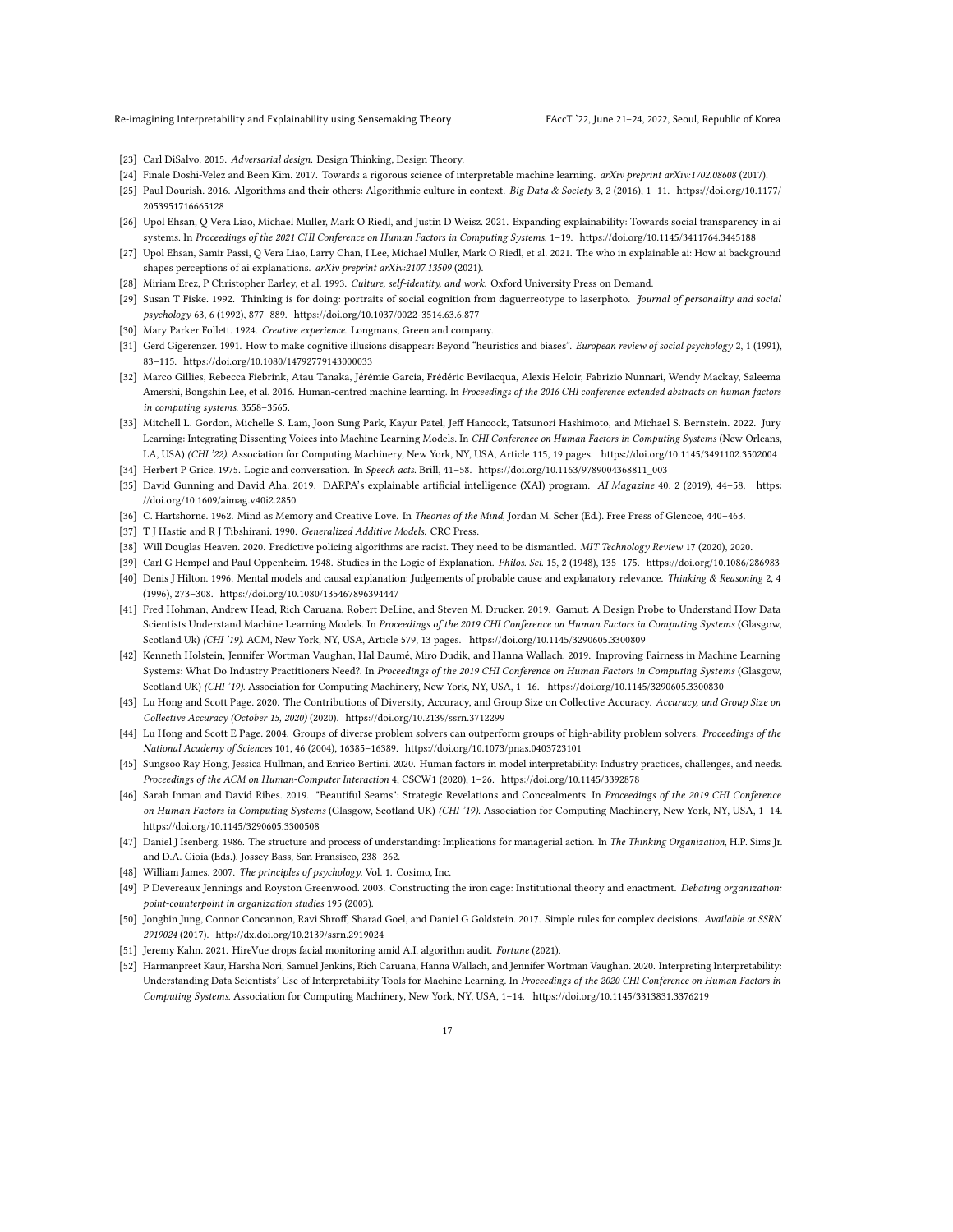- [23] Carl DiSalvo. 2015. *Adversarial design.* Design Thinking, Design Theory.
- [24] Finale Doshi-Velez and Been Kim. 2017. Towards a rigorous science of interpretable machine learning. *arXiv preprint arXiv:1702.08608* (2017).
- [25] Paul Dourish. 2016. Algorithms and their others: Algorithmic culture in context. *Big Data & Society* 3, 2 (2016), 1–11. https://doi.org/10.1177/2053951716665128
- [26] Upol Ehsan, Q Vera Liao, Michael Muller, Mark O Riedl, and Justin D Weisz. 2021. Expanding explainability: Towards social transparency in ai systems. In *Proceedings of the 2021 CHI Conference on Human Factors in Computing Systems*. 1–19. https://doi.org/10.1145/3411764.3445188
- [27] Upol Ehsan, Samir Passi, Q Vera Liao, Larry Chan, I Lee, Michael Muller, Mark O Riedl, et al. 2021. The who in explainable ai: How ai background shapes perceptions of ai explanations. *arXiv preprint arXiv:2107.13509* (2021).
- [28] Miriam Erez, P Christopher Earley, et al. 1993. *Culture, self-identity, and work.* Oxford University Press on Demand.
- [29] Susan T Fiske. 1992. Thinking is for doing: portraits of social cognition from daguerreotype to laserphoto. *Journal of personality and social psychology* 63, 6 (1992), 877–889. https://doi.org/10.1037/0022-3514.63.6.877
- [30] Mary Parker Follett. 1924. *Creative experience.* Longmans, Green and company.
- [31] Gerd Gigerenzer. 1991. How to make cognitive illusions disappear: Beyond "heuristics and biases". *European review of social psychology* 2, 1 (1991), 83–115. https://doi.org/10.1080/14792779143000033
- [32] Marco Gillies, Rebecca Fiebrink, Atau Tanaka, Jérémie Garcia, Frédéric Bevilacqua, Alexis Heloir, Fabrizio Nunnari, Wendy Mackay, Saleema Amershi, Bongshin Lee, et al. 2016. Human-centred machine learning. In *Proceedings of the 2016 CHI conference extended abstracts on human factors in computing systems*. 3558–3565.
- [33] Mitchell L. Gordon, Michelle S. Lam, Joon Sung Park, Kayur Patel, Jeff Hancock, Tatsunori Hashimoto, and Michael S. Bernstein. 2022. Jury Learning: Integrating Dissenting Voices into Machine Learning Models. In *CHI Conference on Human Factors in Computing Systems* (New Orleans, LA, USA) *(CHI '22)*. Association for Computing Machinery, New York, NY, USA, Article 115, 19 pages. https://doi.org/10.1145/3491102.3502004
- [34] Herbert P Grice. 1975. Logic and conversation. In *Speech acts*. Brill, 41–58. https://doi.org/10.1163/9789004368811_003
- [35] David Gunning and David Aha. 2019. DARPA's explainable artificial intelligence (XAI) program. *AI Magazine* 40, 2 (2019), 44–58. https://doi.org/10.1609/aimag.v40i2.2850
- [36] C. Hartshorne. 1962. Mind as Memory and Creative Love. In *Theories of the Mind*, Jordan M. Scher (Ed.). Free Press of Glencoe, 440–463.
- [37] T J Hastie and R J Tibshirani. 1990. *Generalized Additive Models.* CRC Press.
- [38] Will Douglas Heaven. 2020. Predictive policing algorithms are racist. They need to be dismantled. *MIT Technology Review* 17 (2020), 2020.
- [39] Carl G Hempel and Paul Oppenheim. 1948. Studies in the Logic of Explanation. *Philos. Sci.* 15, 2 (1948), 135–175. https://doi.org/10.1086/286983
- [40] Denis J Hilton. 1996. Mental models and causal explanation: Judgements of probable cause and explanatory relevance. *Thinking & Reasoning* 2, 4 (1996), 273–308. https://doi.org/10.1080/135467896394447
- [41] Fred Hohman, Andrew Head, Rich Caruana, Robert DeLine, and Steven M. Drucker. 2019. Gamut: A Design Probe to Understand How Data Scientists Understand Machine Learning Models. In *Proceedings of the 2019 CHI Conference on Human Factors in Computing Systems* (Glasgow, Scotland Uk) *(CHI '19)*. ACM, New York, NY, USA, Article 579, 13 pages. https://doi.org/10.1145/3290605.3300809
- [42] Kenneth Holstein, Jennifer Wortman Vaughan, Hal Daumé, Miro Dudik, and Hanna Wallach. 2019. Improving Fairness in Machine Learning Systems: What Do Industry Practitioners Need?. In *Proceedings of the 2019 CHI Conference on Human Factors in Computing Systems* (Glasgow, Scotland UK) *(CHI '19)*. Association for Computing Machinery, New York, NY, USA, 1–16. https://doi.org/10.1145/3290605.3300830
- [43] Lu Hong and Scott Page. 2020. The Contributions of Diversity, Accuracy, and Group Size on Collective Accuracy. *Accuracy, and Group Size on Collective Accuracy (October 15, 2020)* (2020). https://doi.org/10.2139/ssrn.3712299
- [44] Lu Hong and Scott E Page. 2004. Groups of diverse problem solvers can outperform groups of high-ability problem solvers. *Proceedings of the National Academy of Sciences* 101, 46 (2004), 16385–16389. https://doi.org/10.1073/pnas.0403723101
- [45] Sungsoo Ray Hong, Jessica Hullman, and Enrico Bertini. 2020. Human factors in model interpretability: Industry practices, challenges, and needs. *Proceedings of the ACM on Human-Computer Interaction* 4, CSCW1 (2020), 1–26. https://doi.org/10.1145/3392878
- [46] Sarah Inman and David Ribes. 2019. "Beautiful Seams": Strategic Revelations and Concealments. In *Proceedings of the 2019 CHI Conference on Human Factors in Computing Systems* (Glasgow, Scotland UK) *(CHI '19)*. Association for Computing Machinery, New York, NY, USA, 1–14. https://doi.org/10.1145/3290605.3300508
- [47] Daniel J Isenberg. 1986. The structure and process of understanding: Implications for managerial action. In *The Thinking Organization*, H.P. Sims Jr. and D.A. Gioia (Eds.). Jossey Bass, San Fransisco, 238–262.
- [48] William James. 2007. *The principles of psychology.* Vol. 1. Cosimo, Inc.
- [49] P Devereaux Jennings and Royston Greenwood. 2003. Constructing the iron cage: Institutional theory and enactment. *Debating organization: point-counterpoint in organization studies* 195 (2003).
- [50] Jongbin Jung, Connor Concannon, Ravi Shroff, Sharad Goel, and Daniel G Goldstein. 2017. Simple rules for complex decisions. *Available at SSRN 2919024* (2017). http://dx.doi.org/10.2139/ssrn.2919024
- [51] Jeremy Kahn. 2021. HireVue drops facial monitoring amid A.I. algorithm audit. *Fortune* (2021).
- [52] Harmanpreet Kaur, Harsha Nori, Samuel Jenkins, Rich Caruana, Hanna Wallach, and Jennifer Wortman Vaughan. 2020. Interpreting Interpretability: Understanding Data Scientists' Use of Interpretability Tools for Machine Learning. In *Proceedings of the 2020 CHI Conference on Human Factors in Computing Systems*. Association for Computing Machinery, New York, NY, USA, 1–14. https://doi.org/10.1145/3313831.3376219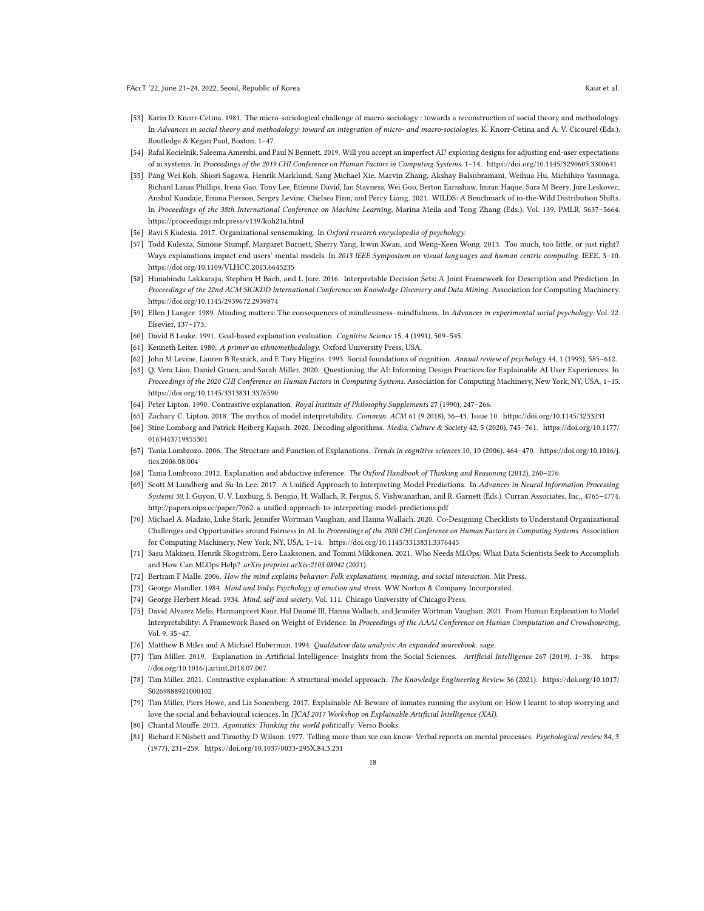[53] Karin D. Knorr-Cetina. 1981. The micro-sociological challenge of macro-sociology : towards a reconstruction of social theory and methodology. In *Advances in social theory and methodology: toward an integration of micro- and macro-sociologies*, K. Knorr-Cetina and A. V. Cicourel (Eds.). Routledge & Kegan Paul, Boston, 1–47.

[54] Rafal Kocielnik, Saleema Amershi, and Paul N Bennett. 2019. Will you accept an imperfect AI? exploring designs for adjusting end-user expectations of ai systems. In *Proceedings of the 2019 CHI Conference on Human Factors in Computing Systems*. 1–14. https://doi.org/10.1145/3290605.3300641

[55] Pang Wei Koh, Shiori Sagawa, Henrik Marklund, Sang Michael Xie, Marvin Zhang, Akshay Balsubramani, Weihua Hu, Michihiro Yasunaga, Richard Lanas Phillips, Irena Gao, Tony Lee, Etienne David, Ian Stavness, Wei Guo, Berton Earnshaw, Imran Haque, Sara M Beery, Jure Leskovec, Anshul Kundaje, Emma Pierson, Sergey Levine, Chelsea Finn, and Percy Liang. 2021. WILDS: A Benchmark of in-the-Wild Distribution Shifts. In *Proceedings of the 38th International Conference on Machine Learning*, Marina Meila and Tong Zhang (Eds.), Vol. 139. PMLR, 5637–5664. https://proceedings.mlr.press/v139/koh21a.html

[56] Ravi S Kudesia. 2017. Organizational sensemaking. In *Oxford research encyclopedia of psychology*.

[57] Todd Kulesza, Simone Stumpf, Margaret Burnett, Sherry Yang, Irwin Kwan, and Weng-Keen Wong. 2013. Too much, too little, or just right? Ways explanations impact end users' mental models. In *2013 IEEE Symposium on visual languages and human centric computing*. IEEE, 3–10. https://doi.org/10.1109/VLHCC.2013.6645235

[58] Himabindu Lakkaraju, Stephen H Bach, and L Jure. 2016. Interpretable Decision Sets: A Joint Framework for Description and Prediction. In *Proceedings of the 22nd ACM SIGKDD International Conference on Knowledge Discovery and Data Mining*. Association for Computing Machinery. https://doi.org/10.1145/2939672.2939874

[59] Ellen J Langer. 1989. Minding matters: The consequences of mindlessness–mindfulness. In *Advances in experimental social psychology*. Vol. 22. Elsevier, 137–173.

[60] David B Leake. 1991. Goal-based explanation evaluation. *Cognitive Science* 15, 4 (1991), 509–545.

[61] Kenneth Leiter. 1980. *A primer on ethnomethodology*. Oxford University Press, USA.

[62] John M Levine, Lauren B Resnick, and E Tory Higgins. 1993. Social foundations of cognition. *Annual review of psychology* 44, 1 (1993), 585–612.

[63] Q. Vera Liao, Daniel Gruen, and Sarah Miller. 2020. Questioning the AI: Informing Design Practices for Explainable AI User Experiences. In *Proceedings of the 2020 CHI Conference on Human Factors in Computing Systems*. Association for Computing Machinery, New York, NY, USA, 1–15. https://doi.org/10.1145/3313831.3376590

[64] Peter Lipton. 1990. Contrastive explanation. *Royal Institute of Philosophy Supplements* 27 (1990), 247–266.

[65] Zachary C. Lipton. 2018. The mythos of model interpretability. *Commun. ACM* 61 (9 2018), 36–43. Issue 10. https://doi.org/10.1145/3233231

[66] Stine Lomborg and Patrick Heiberg Kapsch. 2020. Decoding algorithms. *Media, Culture & Society* 42, 5 (2020), 745–761. https://doi.org/10.1177/0163443719855301

[67] Tania Lombrozo. 2006. The Structure and Function of Explanations. *Trends in cognitive sciences* 10, 10 (2006), 464–470. https://doi.org/10.1016/j.tics.2006.08.004

[68] Tania Lombrozo. 2012. Explanation and abductive inference. *The Oxford Handbook of Thinking and Reasoning* (2012), 260–276.

[69] Scott M Lundberg and Su-In Lee. 2017. A Unified Approach to Interpreting Model Predictions. In *Advances in Neural Information Processing Systems 30*, I. Guyon, U. V. Luxburg, S. Bengio, H. Wallach, R. Fergus, S. Vishwanathan, and R. Garnett (Eds.). Curran Associates, Inc., 4765–4774. http://papers.nips.cc/paper/7062-a-unified-approach-to-interpreting-model-predictions.pdf

[70] Michael A. Madaio, Luke Stark, Jennifer Wortman Vaughan, and Hanna Wallach. 2020. Co-Designing Checklists to Understand Organizational Challenges and Opportunities around Fairness in AI. In *Proceedings of the 2020 CHI Conference on Human Factors in Computing Systems*. Association for Computing Machinery, New York, NY, USA, 1–14. https://doi.org/10.1145/3313831.3376445

[71] Sasu Mäkinen, Henrik Skogström, Eero Laaksonen, and Tommi Mikkonen. 2021. Who Needs MLOps: What Data Scientists Seek to Accomplish and How Can MLOps Help? *arXiv preprint arXiv:2103.08942* (2021).

[72] Bertram F Malle. 2006. *How the mind explains behavior: Folk explanations, meaning, and social interaction*. Mit Press.

[73] George Mandler. 1984. *Mind and body: Psychology of emotion and stress*. WW Norton & Company Incorporated.

[74] George Herbert Mead. 1934. *Mind, self and society*. Vol. 111. Chicago University of Chicago Press.

[75] David Alvarez Melis, Harmanpreet Kaur, Hal Daumé III, Hanna Wallach, and Jennifer Wortman Vaughan. 2021. From Human Explanation to Model Interpretability: A Framework Based on Weight of Evidence. In *Proceedings of the AAAI Conference on Human Computation and Crowdsourcing*, Vol. 9. 35–47.

[76] Matthew B Miles and A Michael Huberman. 1994. *Qualitative data analysis: An expanded sourcebook*. sage.

[77] Tim Miller. 2019. Explanation in Artificial Intelligence: Insights from the Social Sciences. *Artificial Intelligence* 267 (2019), 1–38. https://doi.org/10.1016/j.artint.2018.07.007

[78] Tim Miller. 2021. Contrastive explanation: A structural-model approach. *The Knowledge Engineering Review* 36 (2021). https://doi.org/10.1017/S0269888921000102

[79] Tim Miller, Piers Howe, and Liz Sonenberg. 2017. Explainable AI: Beware of inmates running the asylum or: How I learnt to stop worrying and love the social and behavioural sciences. In *IJCAI 2017 Workshop on Explainable Artificial Intelligence (XAI)*.

[80] Chantal Mouffe. 2013. *Agonistics: Thinking the world politically*. Verso Books.

[81] Richard E Nisbett and Timothy D Wilson. 1977. Telling more than we can know: Verbal reports on mental processes. *Psychological review* 84, 3 (1977), 231–259. https://doi.org/10.1037/0033-295X.84.3.231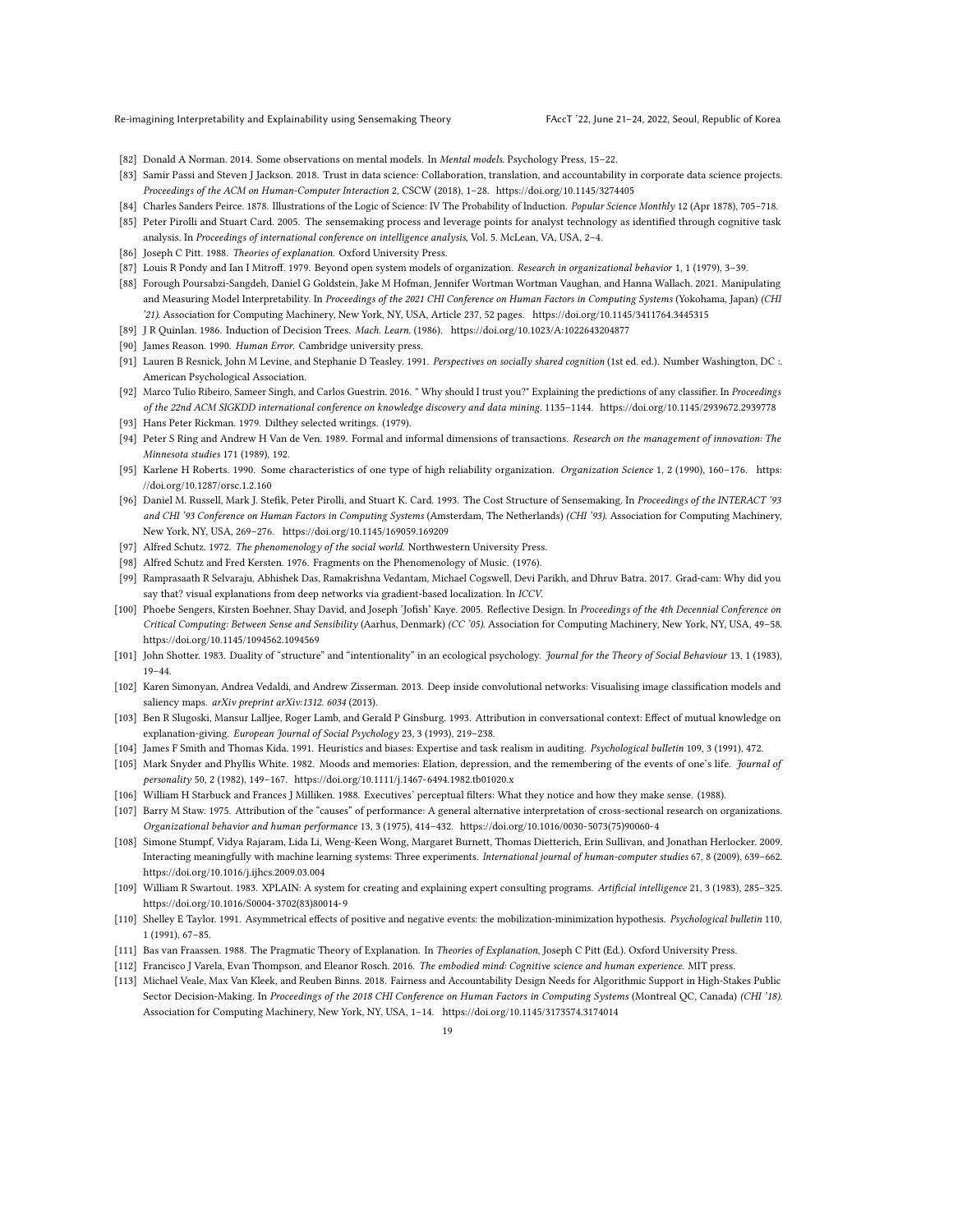[82] Donald A Norman. 2014. Some observations on mental models. In *Mental models*. Psychology Press, 15–22.

[83] Samir Passi and Steven J Jackson. 2018. Trust in data science: Collaboration, translation, and accountability in corporate data science projects. *Proceedings of the ACM on Human-Computer Interaction* 2, CSCW (2018), 1–28. https://doi.org/10.1145/3274405

[84] Charles Sanders Peirce. 1878. Illustrations of the Logic of Science: IV The Probability of Induction. *Popular Science Monthly* 12 (Apr 1878), 705–718.

[85] Peter Pirolli and Stuart Card. 2005. The sensemaking process and leverage points for analyst technology as identified through cognitive task analysis. In *Proceedings of international conference on intelligence analysis*, Vol. 5. McLean, VA, USA, 2–4.

[86] Joseph C Pitt. 1988. *Theories of explanation*. Oxford University Press.

[87] Louis R Pondy and Ian I Mitroff. 1979. Beyond open system models of organization. *Research in organizational behavior* 1, 1 (1979), 3–39.

[88] Forough Poursabzi-Sangdeh, Daniel G Goldstein, Jake M Hofman, Jennifer Wortman Wortman Vaughan, and Hanna Wallach. 2021. Manipulating and Measuring Model Interpretability. In *Proceedings of the 2021 CHI Conference on Human Factors in Computing Systems* (Yokohama, Japan) *(CHI '21)*. Association for Computing Machinery, New York, NY, USA, Article 237, 52 pages. https://doi.org/10.1145/3411764.3445315

[89] J R Quinlan. 1986. Induction of Decision Trees. *Mach. Learn.* (1986). https://doi.org/10.1023/A:1022643204877

[90] James Reason. 1990. *Human Error*. Cambridge university press.

[91] Lauren B Resnick, John M Levine, and Stephanie D Teasley. 1991. *Perspectives on socially shared cognition* (1st ed. ed.). Number Washington, DC :. American Psychological Association.

[92] Marco Tulio Ribeiro, Sameer Singh, and Carlos Guestrin. 2016. " Why should I trust you?" Explaining the predictions of any classifier. In *Proceedings of the 22nd ACM SIGKDD international conference on knowledge discovery and data mining*. 1135–1144. https://doi.org/10.1145/2939672.2939778

[93] Hans Peter Rickman. 1979. Dilthey selected writings. (1979).

[94] Peter S Ring and Andrew H Van de Ven. 1989. Formal and informal dimensions of transactions. *Research on the management of innovation: The Minnesota studies* 171 (1989), 192.

[95] Karlene H Roberts. 1990. Some characteristics of one type of high reliability organization. *Organization Science* 1, 2 (1990), 160–176. https://doi.org/10.1287/orsc.1.2.160

[96] Daniel M. Russell, Mark J. Stefik, Peter Pirolli, and Stuart K. Card. 1993. The Cost Structure of Sensemaking. In *Proceedings of the INTERACT '93 and CHI '93 Conference on Human Factors in Computing Systems* (Amsterdam, The Netherlands) *(CHI '93)*. Association for Computing Machinery, New York, NY, USA, 269–276. https://doi.org/10.1145/169059.169209

[97] Alfred Schutz. 1972. *The phenomenology of the social world*. Northwestern University Press.

[98] Alfred Schutz and Fred Kersten. 1976. Fragments on the Phenomenology of Music. (1976).

[99] Ramprasaath R Selvaraju, Abhishek Das, Ramakrishna Vedantam, Michael Cogswell, Devi Parikh, and Dhruv Batra. 2017. Grad-cam: Why did you say that? visual explanations from deep networks via gradient-based localization. In *ICCV*.

[100] Phoebe Sengers, Kirsten Boehner, Shay David, and Joseph 'Jofish' Kaye. 2005. Reflective Design. In *Proceedings of the 4th Decennial Conference on Critical Computing: Between Sense and Sensibility* (Aarhus, Denmark) *(CC '05)*. Association for Computing Machinery, New York, NY, USA, 49–58. https://doi.org/10.1145/1094562.1094569

[101] John Shotter. 1983. Duality of "structure" and "intentionality" in an ecological psychology. *Journal for the Theory of Social Behaviour* 13, 1 (1983), 19–44.

[102] Karen Simonyan, Andrea Vedaldi, and Andrew Zisserman. 2013. Deep inside convolutional networks: Visualising image classification models and saliency maps. *arXiv preprint arXiv:1312. 6034* (2013).

[103] Ben R Slugoski, Mansur Lalljee, Roger Lamb, and Gerald P Ginsburg. 1993. Attribution in conversational context: Effect of mutual knowledge on explanation-giving. *European Journal of Social Psychology* 23, 3 (1993), 219–238.

[104] James F Smith and Thomas Kida. 1991. Heuristics and biases: Expertise and task realism in auditing. *Psychological bulletin* 109, 3 (1991), 472.

[105] Mark Snyder and Phyllis White. 1982. Moods and memories: Elation, depression, and the remembering of the events of one's life. *Journal of personality* 50, 2 (1982), 149–167. https://doi.org/10.1111/j.1467-6494.1982.tb01020.x

[106] William H Starbuck and Frances J Milliken. 1988. Executives' perceptual filters: What they notice and how they make sense. (1988).

[107] Barry M Staw. 1975. Attribution of the "causes" of performance: A general alternative interpretation of cross-sectional research on organizations. *Organizational behavior and human performance* 13, 3 (1975), 414–432. https://doi.org/10.1016/0030-5073(75)90060-4

[108] Simone Stumpf, Vidya Rajaram, Lida Li, Weng-Keen Wong, Margaret Burnett, Thomas Dietterich, Erin Sullivan, and Jonathan Herlocker. 2009. Interacting meaningfully with machine learning systems: Three experiments. *International journal of human-computer studies* 67, 8 (2009), 639–662. https://doi.org/10.1016/j.ijhcs.2009.03.004

[109] William R Swartout. 1983. XPLAIN: A system for creating and explaining expert consulting programs. *Artificial intelligence* 21, 3 (1983), 285–325. https://doi.org/10.1016/S0004-3702(83)80014-9

[110] Shelley E Taylor. 1991. Asymmetrical effects of positive and negative events: the mobilization-minimization hypothesis. *Psychological bulletin* 110, 1 (1991), 67–85.

[111] Bas van Fraassen. 1988. The Pragmatic Theory of Explanation. In *Theories of Explanation*, Joseph C Pitt (Ed.). Oxford University Press.

[112] Francisco J Varela, Evan Thompson, and Eleanor Rosch. 2016. *The embodied mind: Cognitive science and human experience*. MIT press.

[113] Michael Veale, Max Van Kleek, and Reuben Binns. 2018. Fairness and Accountability Design Needs for Algorithmic Support in High-Stakes Public Sector Decision-Making. In *Proceedings of the 2018 CHI Conference on Human Factors in Computing Systems* (Montreal QC, Canada) *(CHI '18)*. Association for Computing Machinery, New York, NY, USA, 1–14. https://doi.org/10.1145/3173574.3174014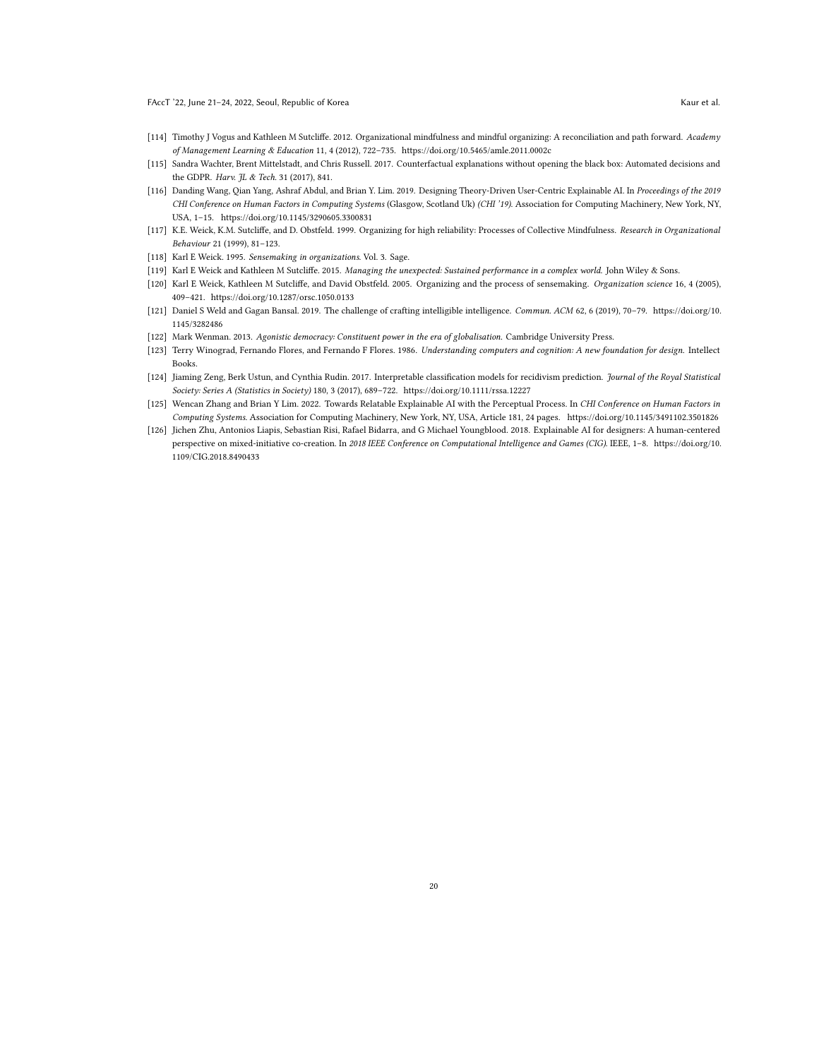[114] Timothy J Vogus and Kathleen M Sutcliffe. 2012. Organizational mindfulness and mindful organizing: A reconciliation and path forward. *Academy of Management Learning & Education* 11, 4 (2012), 722–735. https://doi.org/10.5465/amle.2011.0002c

[115] Sandra Wachter, Brent Mittelstadt, and Chris Russell. 2017. Counterfactual explanations without opening the black box: Automated decisions and the GDPR. *Harv. JL & Tech.* 31 (2017), 841.

[116] Danding Wang, Qian Yang, Ashraf Abdul, and Brian Y. Lim. 2019. Designing Theory-Driven User-Centric Explainable AI. In *Proceedings of the 2019 CHI Conference on Human Factors in Computing Systems* (Glasgow, Scotland Uk) *(CHI '19)*. Association for Computing Machinery, New York, NY, USA, 1–15. https://doi.org/10.1145/3290605.3300831

[117] K.E. Weick, K.M. Sutcliffe, and D. Obstfeld. 1999. Organizing for high reliability: Processes of Collective Mindfulness. *Research in Organizational Behaviour* 21 (1999), 81–123.

[118] Karl E Weick. 1995. *Sensemaking in organizations*. Vol. 3. Sage.

[119] Karl E Weick and Kathleen M Sutcliffe. 2015. *Managing the unexpected: Sustained performance in a complex world*. John Wiley & Sons.

[120] Karl E Weick, Kathleen M Sutcliffe, and David Obstfeld. 2005. Organizing and the process of sensemaking. *Organization science* 16, 4 (2005), 409–421. https://doi.org/10.1287/orsc.1050.0133

[121] Daniel S Weld and Gagan Bansal. 2019. The challenge of crafting intelligible intelligence. *Commun. ACM* 62, 6 (2019), 70–79. https://doi.org/10.1145/3282486

[122] Mark Wenman. 2013. *Agonistic democracy: Constituent power in the era of globalisation*. Cambridge University Press.

[123] Terry Winograd, Fernando Flores, and Fernando F Flores. 1986. *Understanding computers and cognition: A new foundation for design*. Intellect Books.

[124] Jiaming Zeng, Berk Ustun, and Cynthia Rudin. 2017. Interpretable classification models for recidivism prediction. *Journal of the Royal Statistical Society: Series A (Statistics in Society)* 180, 3 (2017), 689–722. https://doi.org/10.1111/rssa.12227

[125] Wencan Zhang and Brian Y Lim. 2022. Towards Relatable Explainable AI with the Perceptual Process. In *CHI Conference on Human Factors in Computing Systems*. Association for Computing Machinery, New York, NY, USA, Article 181, 24 pages. https://doi.org/10.1145/3491102.3501826

[126] Jichen Zhu, Antonios Liapis, Sebastian Risi, Rafael Bidarra, and G Michael Youngblood. 2018. Explainable AI for designers: A human-centered perspective on mixed-initiative co-creation. In *2018 IEEE Conference on Computational Intelligence and Games (CIG)*. IEEE, 1–8. https://doi.org/10.1109/CIG.2018.8490433